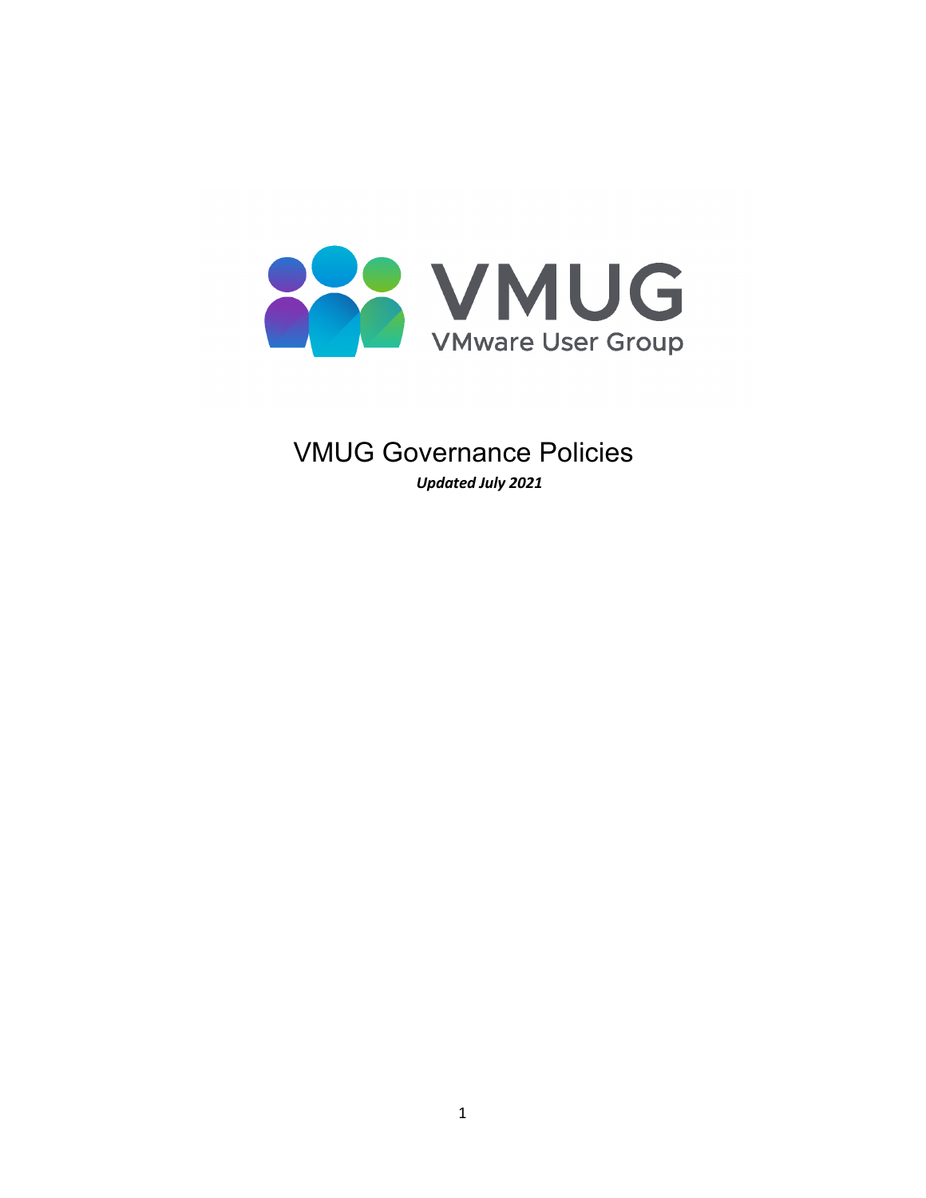# VMUG Governance Policies

***Updated July 2021***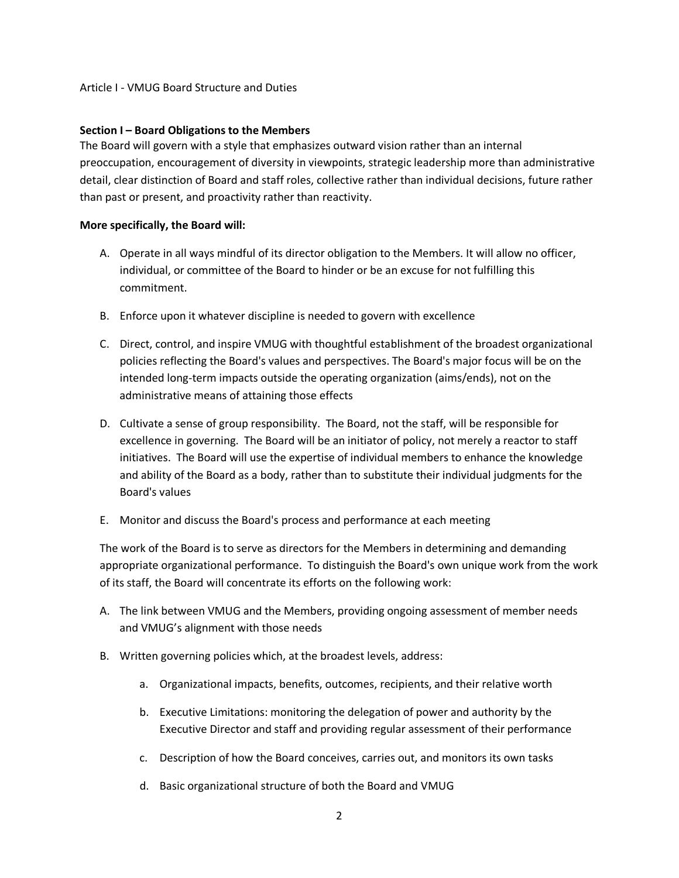Article I - VMUG Board Structure and Duties

**Section I – Board Obligations to the Members**

The Board will govern with a style that emphasizes outward vision rather than an internal preoccupation, encouragement of diversity in viewpoints, strategic leadership more than administrative detail, clear distinction of Board and staff roles, collective rather than individual decisions, future rather than past or present, and proactivity rather than reactivity.

**More specifically, the Board will:**

A. Operate in all ways mindful of its director obligation to the Members. It will allow no officer, individual, or committee of the Board to hinder or be an excuse for not fulfilling this commitment.

B. Enforce upon it whatever discipline is needed to govern with excellence

C. Direct, control, and inspire VMUG with thoughtful establishment of the broadest organizational policies reflecting the Board's values and perspectives. The Board's major focus will be on the intended long-term impacts outside the operating organization (aims/ends), not on the administrative means of attaining those effects

D. Cultivate a sense of group responsibility. The Board, not the staff, will be responsible for excellence in governing. The Board will be an initiator of policy, not merely a reactor to staff initiatives. The Board will use the expertise of individual members to enhance the knowledge and ability of the Board as a body, rather than to substitute their individual judgments for the Board's values

E. Monitor and discuss the Board's process and performance at each meeting

The work of the Board is to serve as directors for the Members in determining and demanding appropriate organizational performance. To distinguish the Board's own unique work from the work of its staff, the Board will concentrate its efforts on the following work:

A. The link between VMUG and the Members, providing ongoing assessment of member needs and VMUG's alignment with those needs

B. Written governing policies which, at the broadest levels, address:

   a. Organizational impacts, benefits, outcomes, recipients, and their relative worth

   b. Executive Limitations: monitoring the delegation of power and authority by the Executive Director and staff and providing regular assessment of their performance

   c. Description of how the Board conceives, carries out, and monitors its own tasks

   d. Basic organizational structure of both the Board and VMUG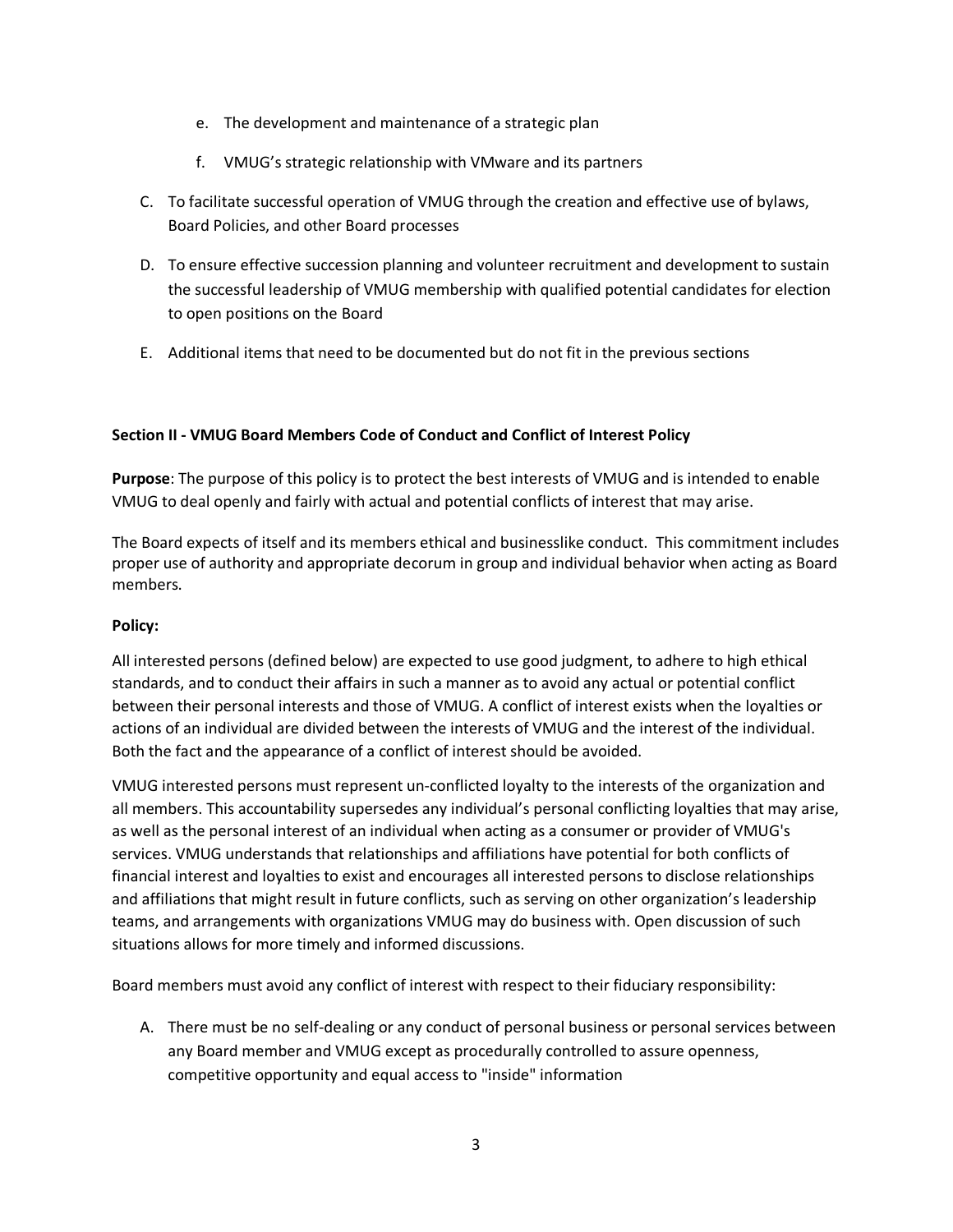e. The development and maintenance of a strategic plan

   f. VMUG's strategic relationship with VMware and its partners

C. To facilitate successful operation of VMUG through the creation and effective use of bylaws, Board Policies, and other Board processes

D. To ensure effective succession planning and volunteer recruitment and development to sustain the successful leadership of VMUG membership with qualified potential candidates for election to open positions on the Board

E. Additional items that need to be documented but do not fit in the previous sections

**Section II - VMUG Board Members Code of Conduct and Conflict of Interest Policy**

**Purpose**: The purpose of this policy is to protect the best interests of VMUG and is intended to enable VMUG to deal openly and fairly with actual and potential conflicts of interest that may arise.

The Board expects of itself and its members ethical and businesslike conduct. This commitment includes proper use of authority and appropriate decorum in group and individual behavior when acting as Board members.

**Policy:**

All interested persons (defined below) are expected to use good judgment, to adhere to high ethical standards, and to conduct their affairs in such a manner as to avoid any actual or potential conflict between their personal interests and those of VMUG. A conflict of interest exists when the loyalties or actions of an individual are divided between the interests of VMUG and the interest of the individual. Both the fact and the appearance of a conflict of interest should be avoided.

VMUG interested persons must represent un-conflicted loyalty to the interests of the organization and all members. This accountability supersedes any individual's personal conflicting loyalties that may arise, as well as the personal interest of an individual when acting as a consumer or provider of VMUG's services. VMUG understands that relationships and affiliations have potential for both conflicts of financial interest and loyalties to exist and encourages all interested persons to disclose relationships and affiliations that might result in future conflicts, such as serving on other organization's leadership teams, and arrangements with organizations VMUG may do business with. Open discussion of such situations allows for more timely and informed discussions.

Board members must avoid any conflict of interest with respect to their fiduciary responsibility:

A. There must be no self-dealing or any conduct of personal business or personal services between any Board member and VMUG except as procedurally controlled to assure openness, competitive opportunity and equal access to "inside" information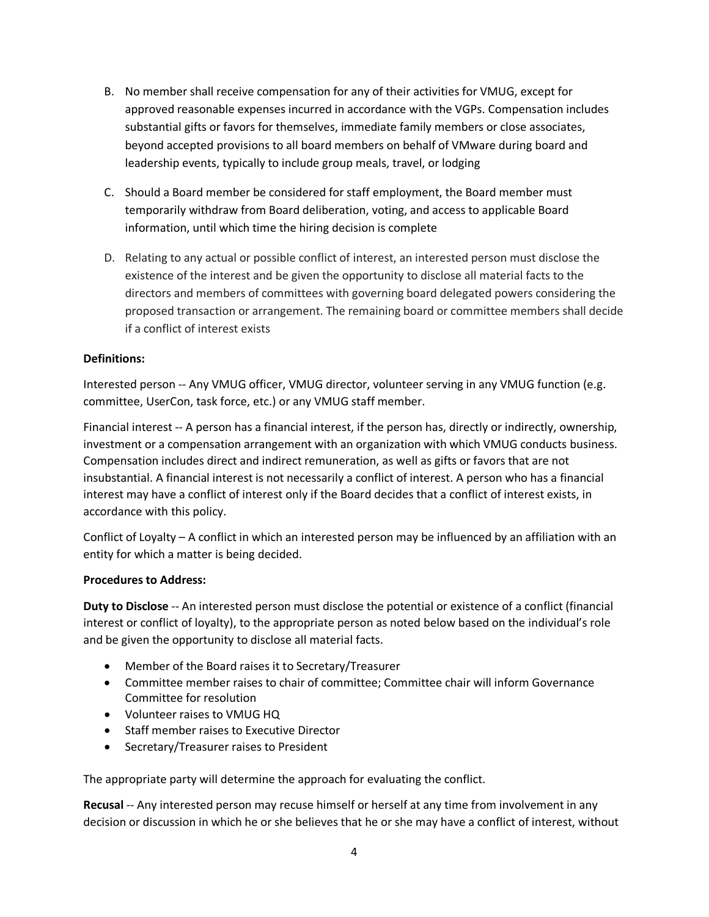B. No member shall receive compensation for any of their activities for VMUG, except for approved reasonable expenses incurred in accordance with the VGPs. Compensation includes substantial gifts or favors for themselves, immediate family members or close associates, beyond accepted provisions to all board members on behalf of VMware during board and leadership events, typically to include group meals, travel, or lodging

C. Should a Board member be considered for staff employment, the Board member must temporarily withdraw from Board deliberation, voting, and access to applicable Board information, until which time the hiring decision is complete

D. Relating to any actual or possible conflict of interest, an interested person must disclose the existence of the interest and be given the opportunity to disclose all material facts to the directors and members of committees with governing board delegated powers considering the proposed transaction or arrangement. The remaining board or committee members shall decide if a conflict of interest exists

**Definitions:**

Interested person -- Any VMUG officer, VMUG director, volunteer serving in any VMUG function (e.g. committee, UserCon, task force, etc.) or any VMUG staff member.

Financial interest -- A person has a financial interest, if the person has, directly or indirectly, ownership, investment or a compensation arrangement with an organization with which VMUG conducts business. Compensation includes direct and indirect remuneration, as well as gifts or favors that are not insubstantial. A financial interest is not necessarily a conflict of interest. A person who has a financial interest may have a conflict of interest only if the Board decides that a conflict of interest exists, in accordance with this policy.

Conflict of Loyalty – A conflict in which an interested person may be influenced by an affiliation with an entity for which a matter is being decided.

**Procedures to Address:**

**Duty to Disclose** -- An interested person must disclose the potential or existence of a conflict (financial interest or conflict of loyalty), to the appropriate person as noted below based on the individual's role and be given the opportunity to disclose all material facts.

- Member of the Board raises it to Secretary/Treasurer
- Committee member raises to chair of committee; Committee chair will inform Governance Committee for resolution
- Volunteer raises to VMUG HQ
- Staff member raises to Executive Director
- Secretary/Treasurer raises to President

The appropriate party will determine the approach for evaluating the conflict.

**Recusal** -- Any interested person may recuse himself or herself at any time from involvement in any decision or discussion in which he or she believes that he or she may have a conflict of interest, without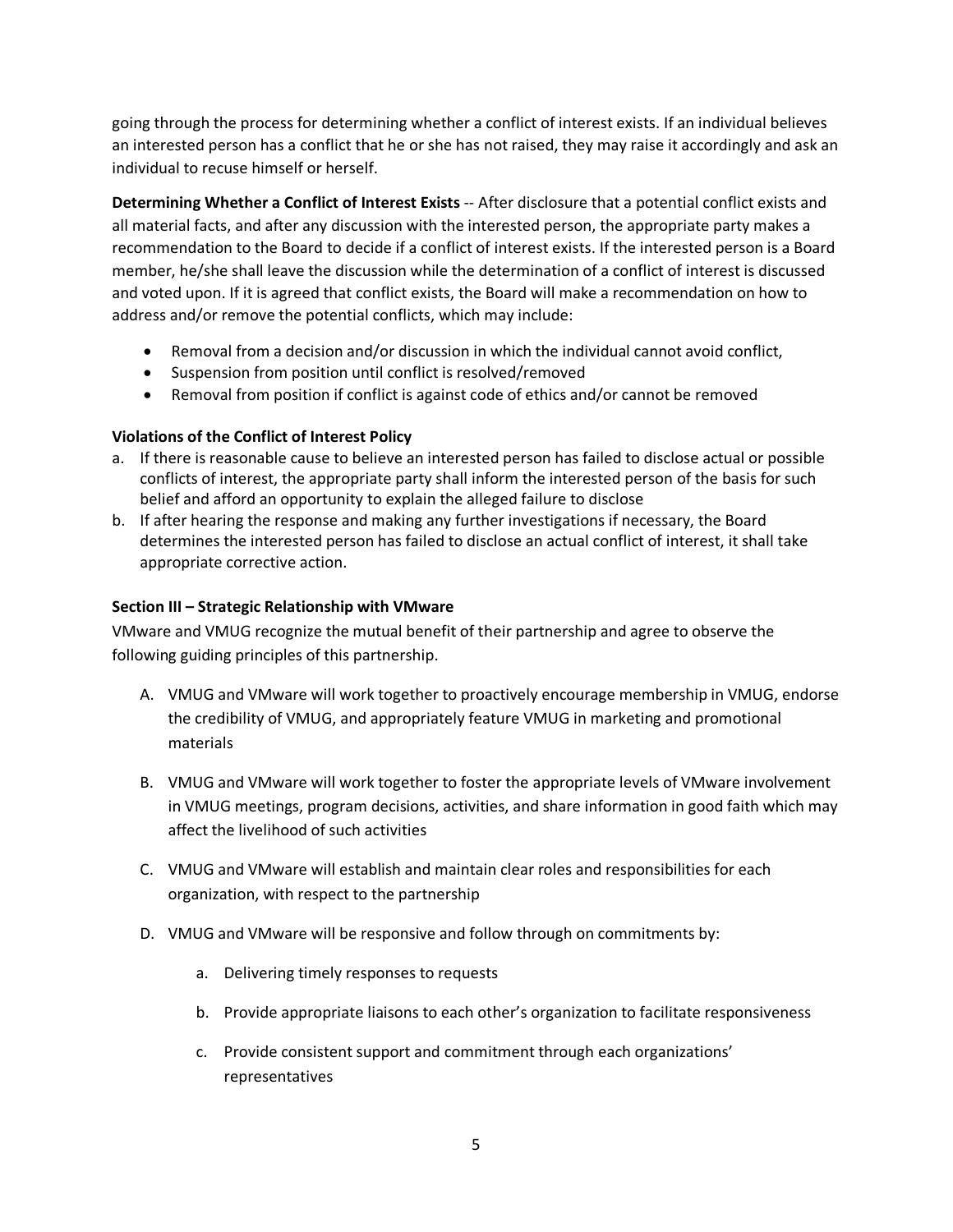going through the process for determining whether a conflict of interest exists. If an individual believes an interested person has a conflict that he or she has not raised, they may raise it accordingly and ask an individual to recuse himself or herself.

**Determining Whether a Conflict of Interest Exists** -- After disclosure that a potential conflict exists and all material facts, and after any discussion with the interested person, the appropriate party makes a recommendation to the Board to decide if a conflict of interest exists. If the interested person is a Board member, he/she shall leave the discussion while the determination of a conflict of interest is discussed and voted upon. If it is agreed that conflict exists, the Board will make a recommendation on how to address and/or remove the potential conflicts, which may include:

- Removal from a decision and/or discussion in which the individual cannot avoid conflict,
- Suspension from position until conflict is resolved/removed
- Removal from position if conflict is against code of ethics and/or cannot be removed

**Violations of the Conflict of Interest Policy**

a. If there is reasonable cause to believe an interested person has failed to disclose actual or possible conflicts of interest, the appropriate party shall inform the interested person of the basis for such belief and afford an opportunity to explain the alleged failure to disclose
b. If after hearing the response and making any further investigations if necessary, the Board determines the interested person has failed to disclose an actual conflict of interest, it shall take appropriate corrective action.

**Section III – Strategic Relationship with VMware**

VMware and VMUG recognize the mutual benefit of their partnership and agree to observe the following guiding principles of this partnership.

A. VMUG and VMware will work together to proactively encourage membership in VMUG, endorse the credibility of VMUG, and appropriately feature VMUG in marketing and promotional materials

B. VMUG and VMware will work together to foster the appropriate levels of VMware involvement in VMUG meetings, program decisions, activities, and share information in good faith which may affect the livelihood of such activities

C. VMUG and VMware will establish and maintain clear roles and responsibilities for each organization, with respect to the partnership

D. VMUG and VMware will be responsive and follow through on commitments by:

   a. Delivering timely responses to requests

   b. Provide appropriate liaisons to each other's organization to facilitate responsiveness

   c. Provide consistent support and commitment through each organizations' representatives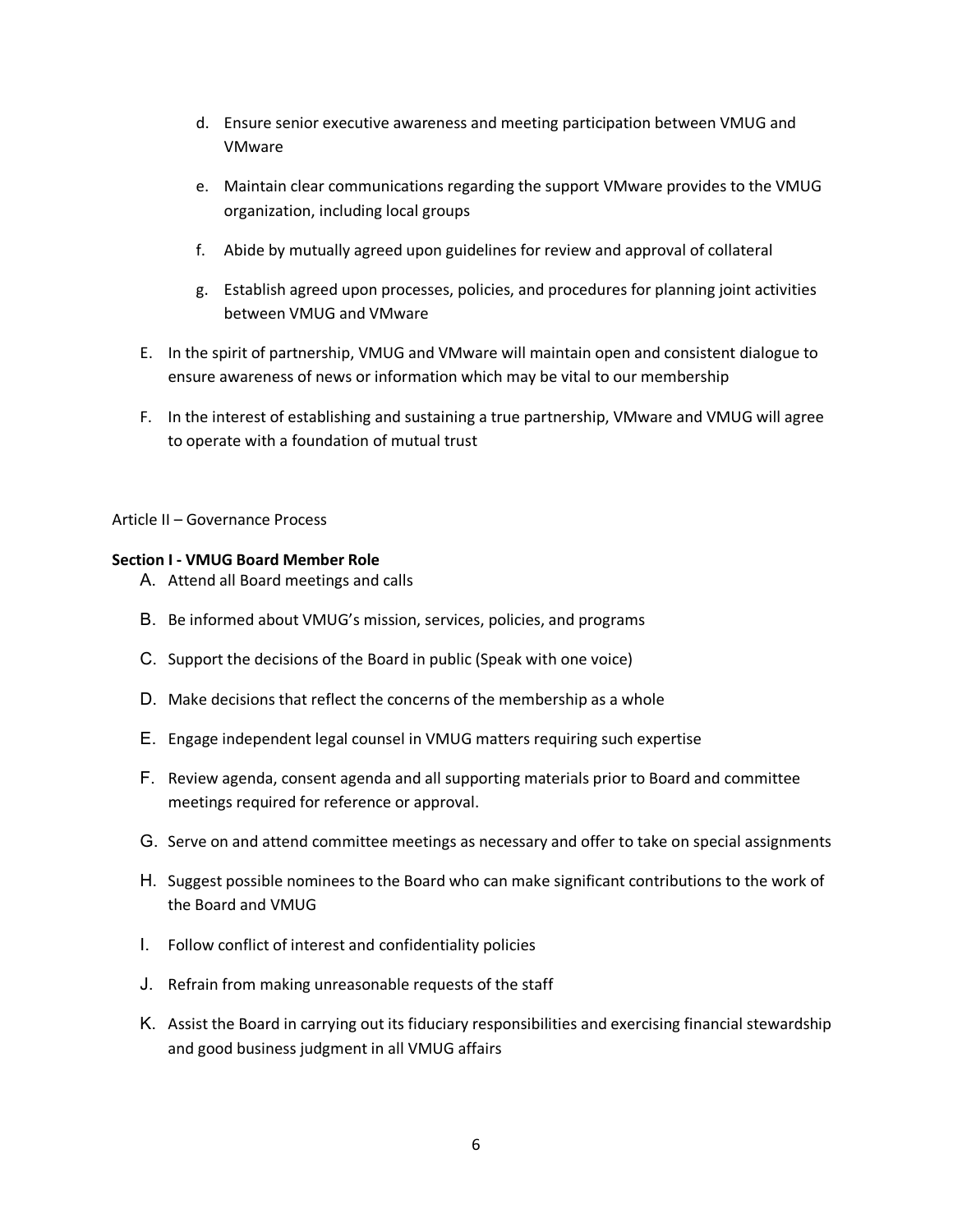d. Ensure senior executive awareness and meeting participation between VMUG and VMware

e. Maintain clear communications regarding the support VMware provides to the VMUG organization, including local groups

f. Abide by mutually agreed upon guidelines for review and approval of collateral

g. Establish agreed upon processes, policies, and procedures for planning joint activities between VMUG and VMware

E. In the spirit of partnership, VMUG and VMware will maintain open and consistent dialogue to ensure awareness of news or information which may be vital to our membership

F. In the interest of establishing and sustaining a true partnership, VMware and VMUG will agree to operate with a foundation of mutual trust

Article II – Governance Process

**Section I - VMUG Board Member Role**

A. Attend all Board meetings and calls

B. Be informed about VMUG's mission, services, policies, and programs

C. Support the decisions of the Board in public (Speak with one voice)

D. Make decisions that reflect the concerns of the membership as a whole

E. Engage independent legal counsel in VMUG matters requiring such expertise

F. Review agenda, consent agenda and all supporting materials prior to Board and committee meetings required for reference or approval.

G. Serve on and attend committee meetings as necessary and offer to take on special assignments

H. Suggest possible nominees to the Board who can make significant contributions to the work of the Board and VMUG

I. Follow conflict of interest and confidentiality policies

J. Refrain from making unreasonable requests of the staff

K. Assist the Board in carrying out its fiduciary responsibilities and exercising financial stewardship and good business judgment in all VMUG affairs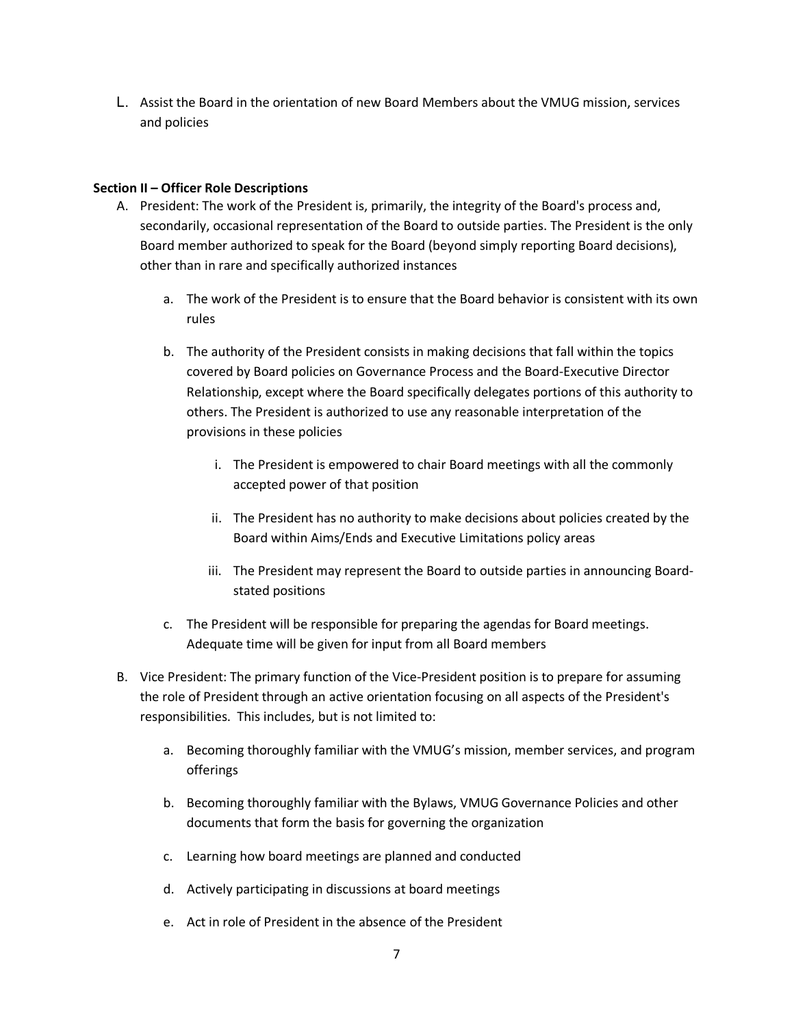L. Assist the Board in the orientation of new Board Members about the VMUG mission, services and policies

**Section II – Officer Role Descriptions**

A. President: The work of the President is, primarily, the integrity of the Board's process and, secondarily, occasional representation of the Board to outside parties. The President is the only Board member authorized to speak for the Board (beyond simply reporting Board decisions), other than in rare and specifically authorized instances

   a. The work of the President is to ensure that the Board behavior is consistent with its own rules

   b. The authority of the President consists in making decisions that fall within the topics covered by Board policies on Governance Process and the Board-Executive Director Relationship, except where the Board specifically delegates portions of this authority to others. The President is authorized to use any reasonable interpretation of the provisions in these policies

      i. The President is empowered to chair Board meetings with all the commonly accepted power of that position

      ii. The President has no authority to make decisions about policies created by the Board within Aims/Ends and Executive Limitations policy areas

      iii. The President may represent the Board to outside parties in announcing Board-stated positions

   c. The President will be responsible for preparing the agendas for Board meetings. Adequate time will be given for input from all Board members

B. Vice President: The primary function of the Vice-President position is to prepare for assuming the role of President through an active orientation focusing on all aspects of the President's responsibilities. This includes, but is not limited to:

   a. Becoming thoroughly familiar with the VMUG's mission, member services, and program offerings

   b. Becoming thoroughly familiar with the Bylaws, VMUG Governance Policies and other documents that form the basis for governing the organization

   c. Learning how board meetings are planned and conducted

   d. Actively participating in discussions at board meetings

   e. Act in role of President in the absence of the President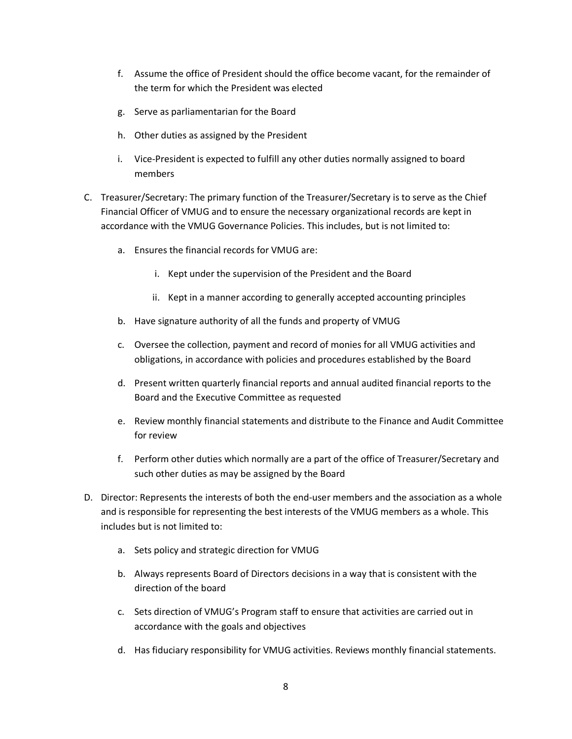f. Assume the office of President should the office become vacant, for the remainder of the term for which the President was elected

g. Serve as parliamentarian for the Board

h. Other duties as assigned by the President

i. Vice-President is expected to fulfill any other duties normally assigned to board members

C. Treasurer/Secretary: The primary function of the Treasurer/Secretary is to serve as the Chief Financial Officer of VMUG and to ensure the necessary organizational records are kept in accordance with the VMUG Governance Policies. This includes, but is not limited to:

   a. Ensures the financial records for VMUG are:

      i. Kept under the supervision of the President and the Board

      ii. Kept in a manner according to generally accepted accounting principles

   b. Have signature authority of all the funds and property of VMUG

   c. Oversee the collection, payment and record of monies for all VMUG activities and obligations, in accordance with policies and procedures established by the Board

   d. Present written quarterly financial reports and annual audited financial reports to the Board and the Executive Committee as requested

   e. Review monthly financial statements and distribute to the Finance and Audit Committee for review

   f. Perform other duties which normally are a part of the office of Treasurer/Secretary and such other duties as may be assigned by the Board

D. Director: Represents the interests of both the end-user members and the association as a whole and is responsible for representing the best interests of the VMUG members as a whole. This includes but is not limited to:

   a. Sets policy and strategic direction for VMUG

   b. Always represents Board of Directors decisions in a way that is consistent with the direction of the board

   c. Sets direction of VMUG's Program staff to ensure that activities are carried out in accordance with the goals and objectives

   d. Has fiduciary responsibility for VMUG activities. Reviews monthly financial statements.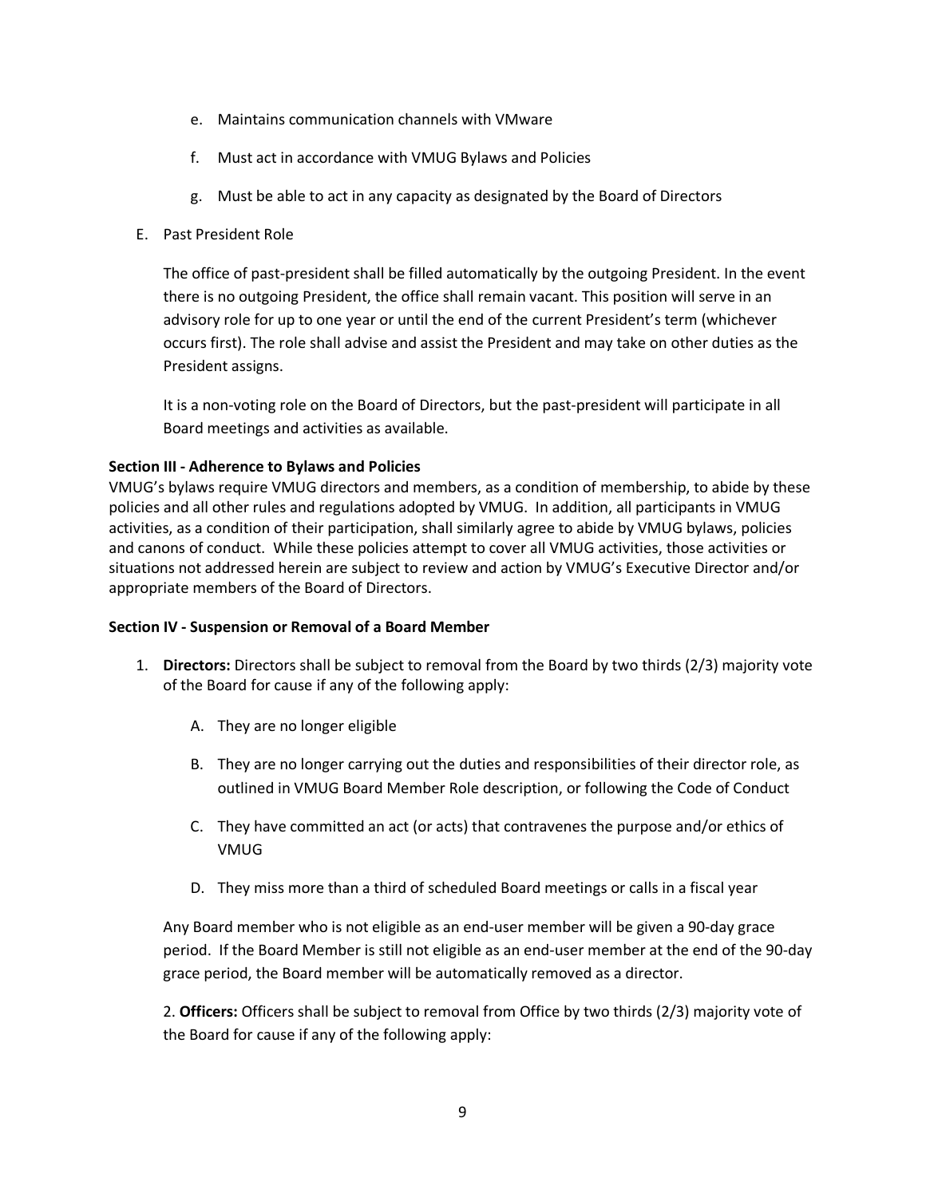e. Maintains communication channels with VMware

f. Must act in accordance with VMUG Bylaws and Policies

g. Must be able to act in any capacity as designated by the Board of Directors

E. Past President Role

The office of past-president shall be filled automatically by the outgoing President. In the event there is no outgoing President, the office shall remain vacant. This position will serve in an advisory role for up to one year or until the end of the current President's term (whichever occurs first). The role shall advise and assist the President and may take on other duties as the President assigns.

It is a non-voting role on the Board of Directors, but the past-president will participate in all Board meetings and activities as available.

**Section III - Adherence to Bylaws and Policies**

VMUG's bylaws require VMUG directors and members, as a condition of membership, to abide by these policies and all other rules and regulations adopted by VMUG. In addition, all participants in VMUG activities, as a condition of their participation, shall similarly agree to abide by VMUG bylaws, policies and canons of conduct. While these policies attempt to cover all VMUG activities, those activities or situations not addressed herein are subject to review and action by VMUG's Executive Director and/or appropriate members of the Board of Directors.

**Section IV - Suspension or Removal of a Board Member**

1. **Directors:** Directors shall be subject to removal from the Board by two thirds (2/3) majority vote of the Board for cause if any of the following apply:

   A. They are no longer eligible

   B. They are no longer carrying out the duties and responsibilities of their director role, as outlined in VMUG Board Member Role description, or following the Code of Conduct

   C. They have committed an act (or acts) that contravenes the purpose and/or ethics of VMUG

   D. They miss more than a third of scheduled Board meetings or calls in a fiscal year

   Any Board member who is not eligible as an end-user member will be given a 90-day grace period. If the Board Member is still not eligible as an end-user member at the end of the 90-day grace period, the Board member will be automatically removed as a director.

2. **Officers:** Officers shall be subject to removal from Office by two thirds (2/3) majority vote of the Board for cause if any of the following apply: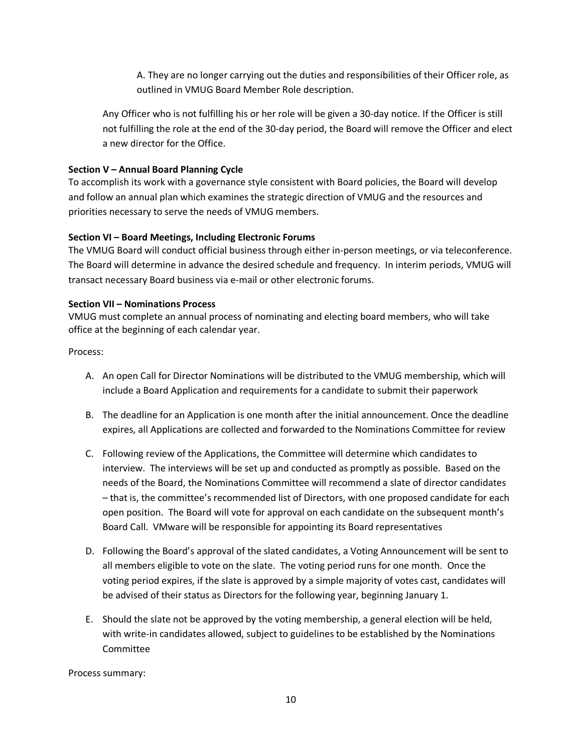A. They are no longer carrying out the duties and responsibilities of their Officer role, as outlined in VMUG Board Member Role description.

Any Officer who is not fulfilling his or her role will be given a 30-day notice. If the Officer is still not fulfilling the role at the end of the 30-day period, the Board will remove the Officer and elect a new director for the Office.

**Section V – Annual Board Planning Cycle**

To accomplish its work with a governance style consistent with Board policies, the Board will develop and follow an annual plan which examines the strategic direction of VMUG and the resources and priorities necessary to serve the needs of VMUG members.

**Section VI – Board Meetings, Including Electronic Forums**

The VMUG Board will conduct official business through either in-person meetings, or via teleconference. The Board will determine in advance the desired schedule and frequency. In interim periods, VMUG will transact necessary Board business via e-mail or other electronic forums.

**Section VII – Nominations Process**

VMUG must complete an annual process of nominating and electing board members, who will take office at the beginning of each calendar year.

Process:

A. An open Call for Director Nominations will be distributed to the VMUG membership, which will include a Board Application and requirements for a candidate to submit their paperwork

B. The deadline for an Application is one month after the initial announcement. Once the deadline expires, all Applications are collected and forwarded to the Nominations Committee for review

C. Following review of the Applications, the Committee will determine which candidates to interview. The interviews will be set up and conducted as promptly as possible. Based on the needs of the Board, the Nominations Committee will recommend a slate of director candidates – that is, the committee's recommended list of Directors, with one proposed candidate for each open position. The Board will vote for approval on each candidate on the subsequent month's Board Call. VMware will be responsible for appointing its Board representatives

D. Following the Board's approval of the slated candidates, a Voting Announcement will be sent to all members eligible to vote on the slate. The voting period runs for one month. Once the voting period expires, if the slate is approved by a simple majority of votes cast, candidates will be advised of their status as Directors for the following year, beginning January 1.

E. Should the slate not be approved by the voting membership, a general election will be held, with write-in candidates allowed, subject to guidelines to be established by the Nominations Committee

Process summary: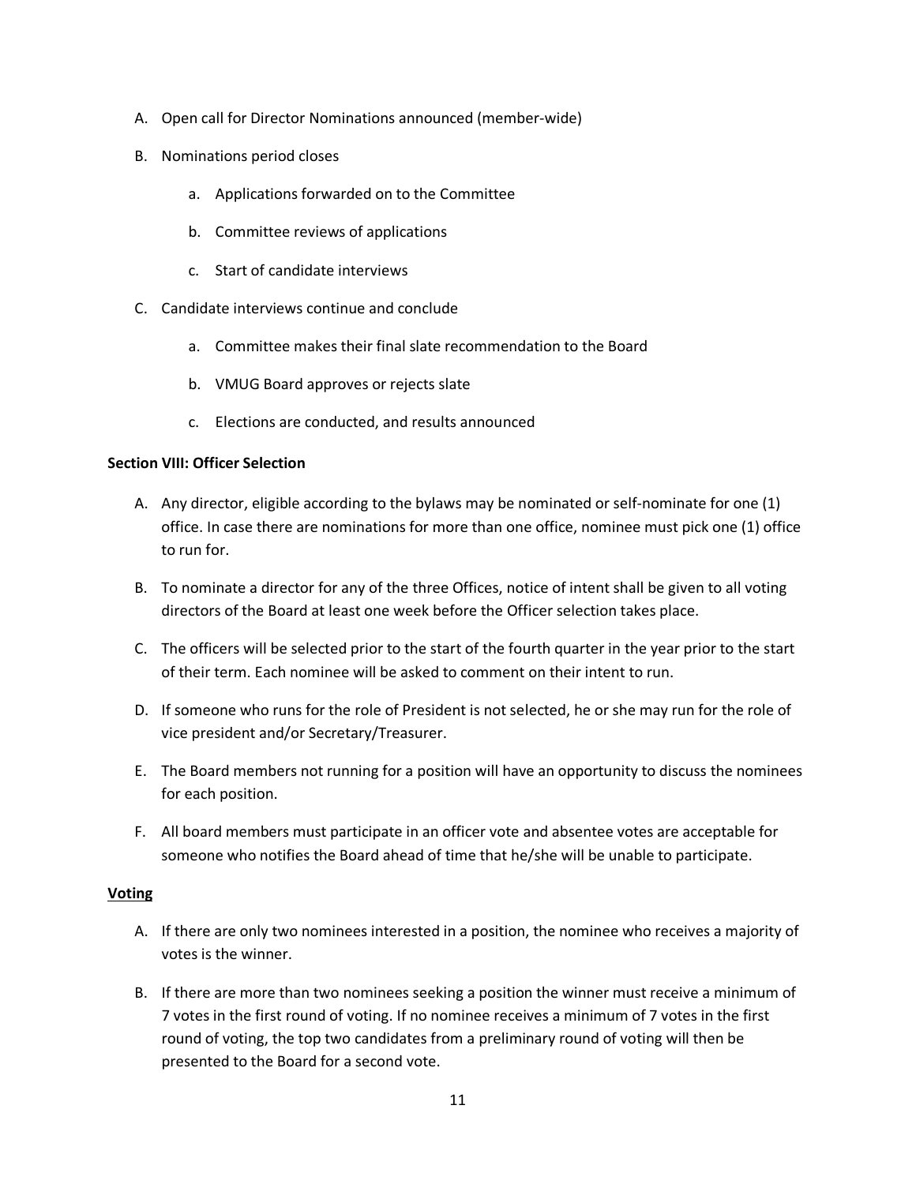A. Open call for Director Nominations announced (member-wide)

B. Nominations period closes

    a. Applications forwarded on to the Committee

    b. Committee reviews of applications

    c. Start of candidate interviews

C. Candidate interviews continue and conclude

    a. Committee makes their final slate recommendation to the Board

    b. VMUG Board approves or rejects slate

    c. Elections are conducted, and results announced

**Section VIII: Officer Selection**

A. Any director, eligible according to the bylaws may be nominated or self-nominate for one (1) office. In case there are nominations for more than one office, nominee must pick one (1) office to run for.

B. To nominate a director for any of the three Offices, notice of intent shall be given to all voting directors of the Board at least one week before the Officer selection takes place.

C. The officers will be selected prior to the start of the fourth quarter in the year prior to the start of their term. Each nominee will be asked to comment on their intent to run.

D. If someone who runs for the role of President is not selected, he or she may run for the role of vice president and/or Secretary/Treasurer.

E. The Board members not running for a position will have an opportunity to discuss the nominees for each position.

F. All board members must participate in an officer vote and absentee votes are acceptable for someone who notifies the Board ahead of time that he/she will be unable to participate.

**Voting**

A. If there are only two nominees interested in a position, the nominee who receives a majority of votes is the winner.

B. If there are more than two nominees seeking a position the winner must receive a minimum of 7 votes in the first round of voting. If no nominee receives a minimum of 7 votes in the first round of voting, the top two candidates from a preliminary round of voting will then be presented to the Board for a second vote.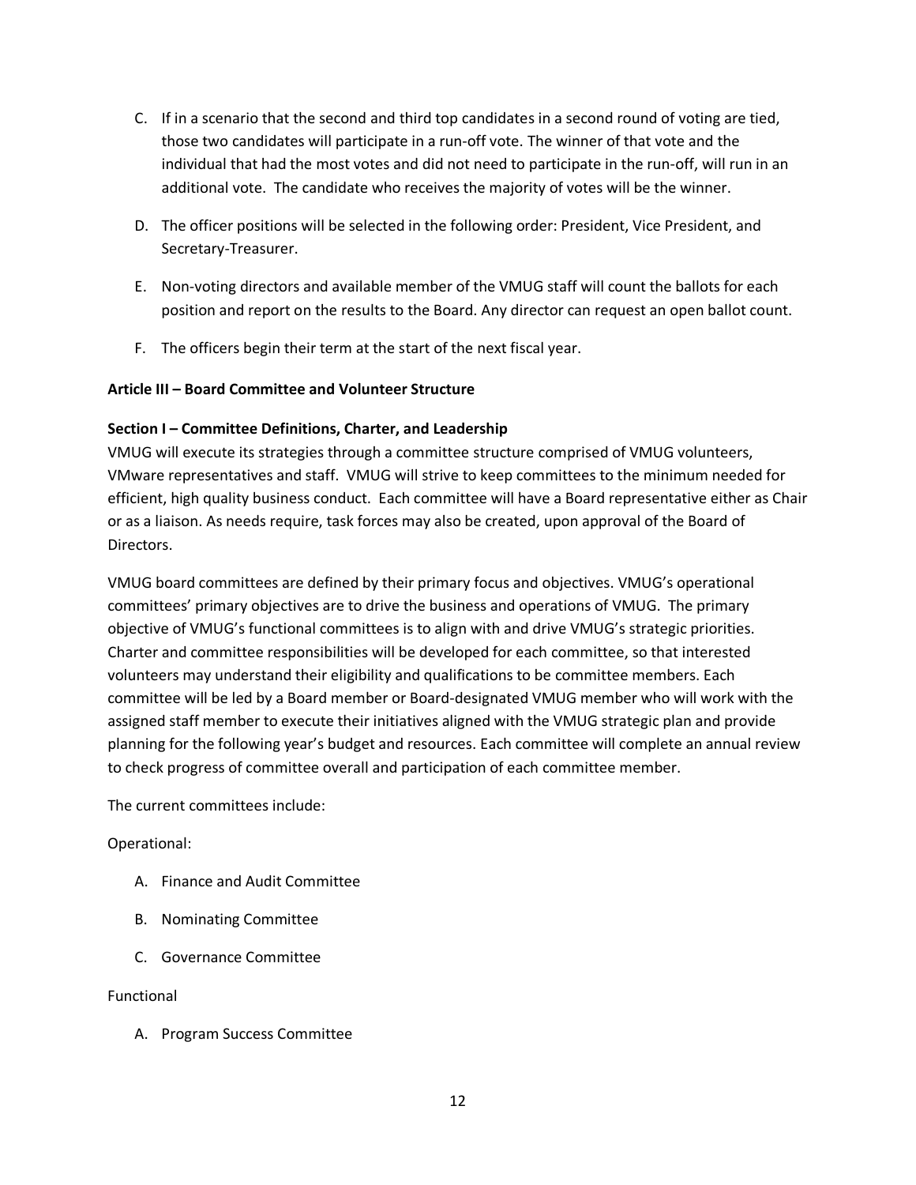C. If in a scenario that the second and third top candidates in a second round of voting are tied, those two candidates will participate in a run-off vote. The winner of that vote and the individual that had the most votes and did not need to participate in the run-off, will run in an additional vote. The candidate who receives the majority of votes will be the winner.

D. The officer positions will be selected in the following order: President, Vice President, and Secretary-Treasurer.

E. Non-voting directors and available member of the VMUG staff will count the ballots for each position and report on the results to the Board. Any director can request an open ballot count.

F. The officers begin their term at the start of the next fiscal year.

**Article III – Board Committee and Volunteer Structure**

**Section I – Committee Definitions, Charter, and Leadership**

VMUG will execute its strategies through a committee structure comprised of VMUG volunteers, VMware representatives and staff. VMUG will strive to keep committees to the minimum needed for efficient, high quality business conduct. Each committee will have a Board representative either as Chair or as a liaison. As needs require, task forces may also be created, upon approval of the Board of Directors.

VMUG board committees are defined by their primary focus and objectives. VMUG's operational committees' primary objectives are to drive the business and operations of VMUG. The primary objective of VMUG's functional committees is to align with and drive VMUG's strategic priorities. Charter and committee responsibilities will be developed for each committee, so that interested volunteers may understand their eligibility and qualifications to be committee members. Each committee will be led by a Board member or Board-designated VMUG member who will work with the assigned staff member to execute their initiatives aligned with the VMUG strategic plan and provide planning for the following year's budget and resources. Each committee will complete an annual review to check progress of committee overall and participation of each committee member.

The current committees include:

Operational:

A. Finance and Audit Committee

B. Nominating Committee

C. Governance Committee

Functional

A. Program Success Committee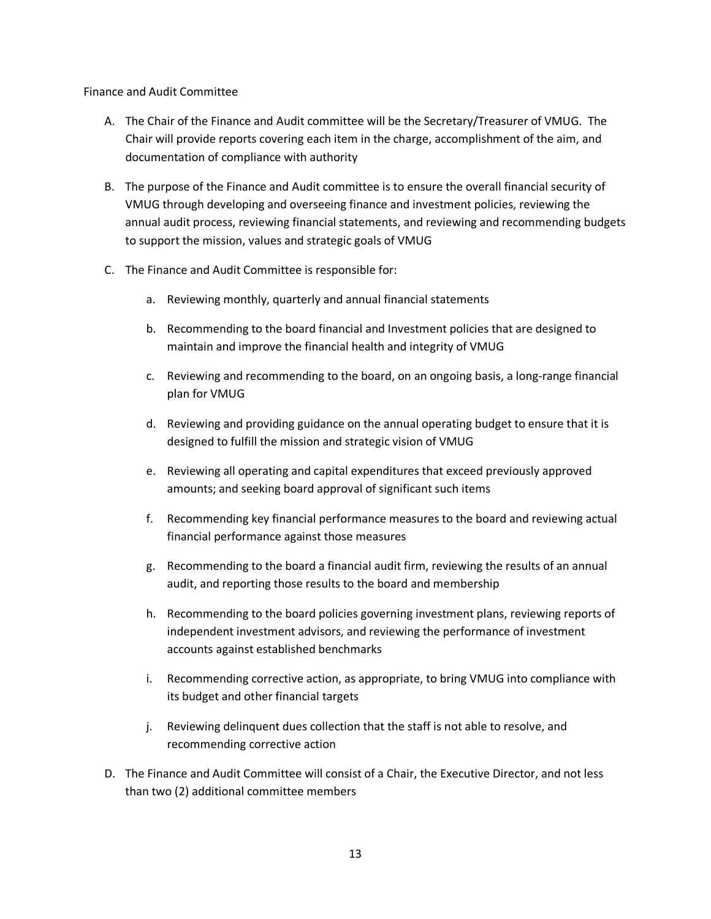Finance and Audit Committee

A. The Chair of the Finance and Audit committee will be the Secretary/Treasurer of VMUG. The Chair will provide reports covering each item in the charge, accomplishment of the aim, and documentation of compliance with authority

B. The purpose of the Finance and Audit committee is to ensure the overall financial security of VMUG through developing and overseeing finance and investment policies, reviewing the annual audit process, reviewing financial statements, and reviewing and recommending budgets to support the mission, values and strategic goals of VMUG

C. The Finance and Audit Committee is responsible for:

   a. Reviewing monthly, quarterly and annual financial statements

   b. Recommending to the board financial and Investment policies that are designed to maintain and improve the financial health and integrity of VMUG

   c. Reviewing and recommending to the board, on an ongoing basis, a long-range financial plan for VMUG

   d. Reviewing and providing guidance on the annual operating budget to ensure that it is designed to fulfill the mission and strategic vision of VMUG

   e. Reviewing all operating and capital expenditures that exceed previously approved amounts; and seeking board approval of significant such items

   f. Recommending key financial performance measures to the board and reviewing actual financial performance against those measures

   g. Recommending to the board a financial audit firm, reviewing the results of an annual audit, and reporting those results to the board and membership

   h. Recommending to the board policies governing investment plans, reviewing reports of independent investment advisors, and reviewing the performance of investment accounts against established benchmarks

   i. Recommending corrective action, as appropriate, to bring VMUG into compliance with its budget and other financial targets

   j. Reviewing delinquent dues collection that the staff is not able to resolve, and recommending corrective action

D. The Finance and Audit Committee will consist of a Chair, the Executive Director, and not less than two (2) additional committee members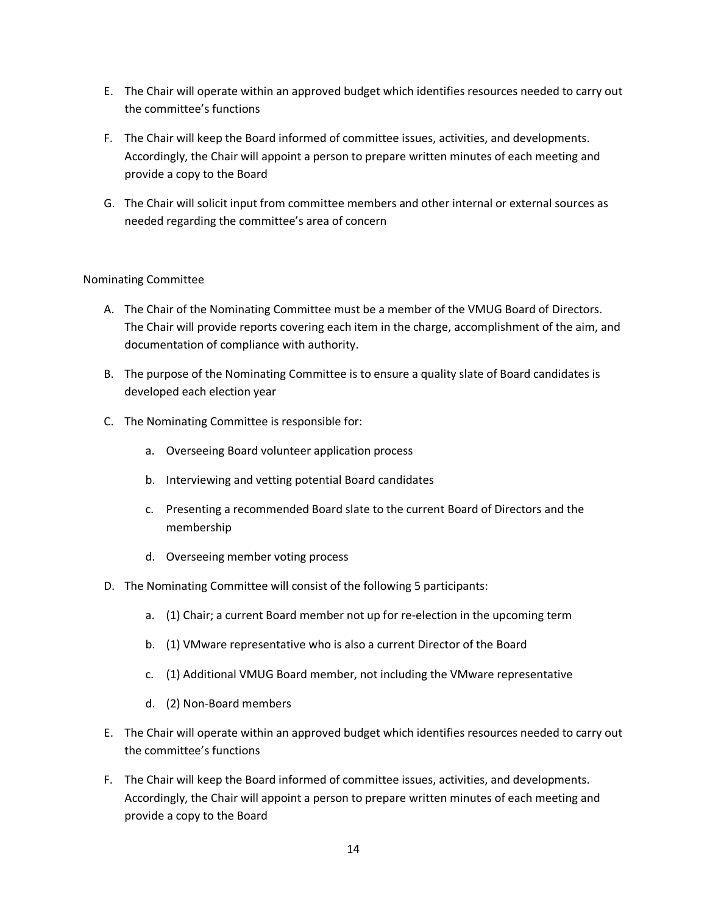E. The Chair will operate within an approved budget which identifies resources needed to carry out the committee's functions

F. The Chair will keep the Board informed of committee issues, activities, and developments. Accordingly, the Chair will appoint a person to prepare written minutes of each meeting and provide a copy to the Board

G. The Chair will solicit input from committee members and other internal or external sources as needed regarding the committee's area of concern

Nominating Committee

A. The Chair of the Nominating Committee must be a member of the VMUG Board of Directors. The Chair will provide reports covering each item in the charge, accomplishment of the aim, and documentation of compliance with authority.

B. The purpose of the Nominating Committee is to ensure a quality slate of Board candidates is developed each election year

C. The Nominating Committee is responsible for:

   a. Overseeing Board volunteer application process

   b. Interviewing and vetting potential Board candidates

   c. Presenting a recommended Board slate to the current Board of Directors and the membership

   d. Overseeing member voting process

D. The Nominating Committee will consist of the following 5 participants:

   a. (1) Chair; a current Board member not up for re-election in the upcoming term

   b. (1) VMware representative who is also a current Director of the Board

   c. (1) Additional VMUG Board member, not including the VMware representative

   d. (2) Non-Board members

E. The Chair will operate within an approved budget which identifies resources needed to carry out the committee's functions

F. The Chair will keep the Board informed of committee issues, activities, and developments. Accordingly, the Chair will appoint a person to prepare written minutes of each meeting and provide a copy to the Board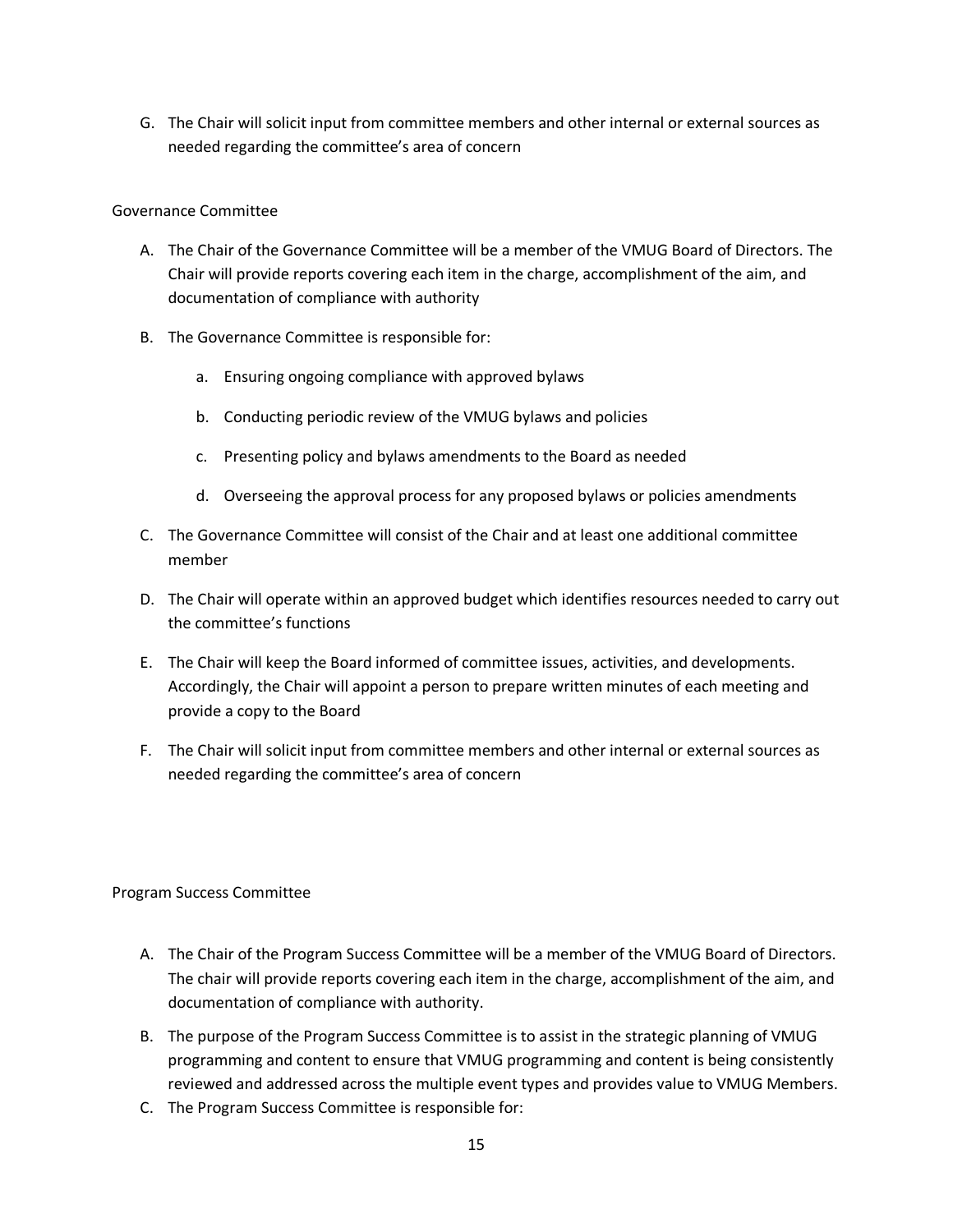G. The Chair will solicit input from committee members and other internal or external sources as needed regarding the committee's area of concern

## Governance Committee

A. The Chair of the Governance Committee will be a member of the VMUG Board of Directors. The Chair will provide reports covering each item in the charge, accomplishment of the aim, and documentation of compliance with authority

B. The Governance Committee is responsible for:

   a. Ensuring ongoing compliance with approved bylaws

   b. Conducting periodic review of the VMUG bylaws and policies

   c. Presenting policy and bylaws amendments to the Board as needed

   d. Overseeing the approval process for any proposed bylaws or policies amendments

C. The Governance Committee will consist of the Chair and at least one additional committee member

D. The Chair will operate within an approved budget which identifies resources needed to carry out the committee's functions

E. The Chair will keep the Board informed of committee issues, activities, and developments. Accordingly, the Chair will appoint a person to prepare written minutes of each meeting and provide a copy to the Board

F. The Chair will solicit input from committee members and other internal or external sources as needed regarding the committee's area of concern

## Program Success Committee

A. The Chair of the Program Success Committee will be a member of the VMUG Board of Directors. The chair will provide reports covering each item in the charge, accomplishment of the aim, and documentation of compliance with authority.

B. The purpose of the Program Success Committee is to assist in the strategic planning of VMUG programming and content to ensure that VMUG programming and content is being consistently reviewed and addressed across the multiple event types and provides value to VMUG Members.

C. The Program Success Committee is responsible for: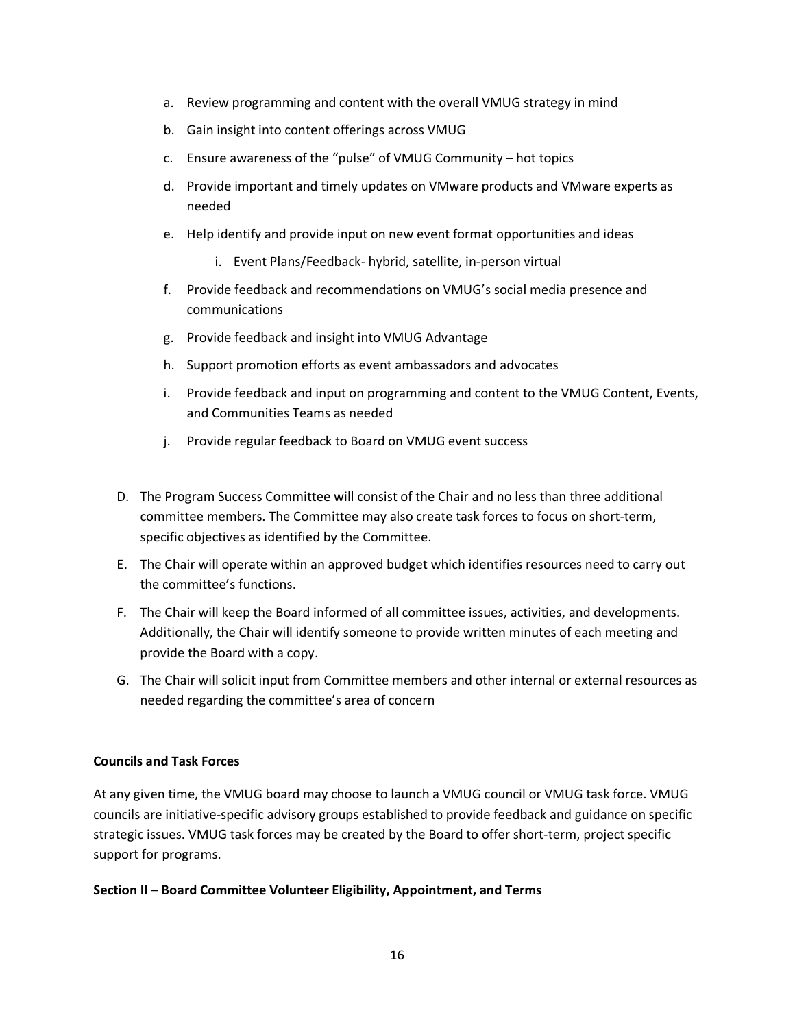a. Review programming and content with the overall VMUG strategy in mind

b. Gain insight into content offerings across VMUG

c. Ensure awareness of the "pulse" of VMUG Community – hot topics

d. Provide important and timely updates on VMware products and VMware experts as needed

e. Help identify and provide input on new event format opportunities and ideas

    i. Event Plans/Feedback- hybrid, satellite, in-person virtual

f. Provide feedback and recommendations on VMUG's social media presence and communications

g. Provide feedback and insight into VMUG Advantage

h. Support promotion efforts as event ambassadors and advocates

i. Provide feedback and input on programming and content to the VMUG Content, Events, and Communities Teams as needed

j. Provide regular feedback to Board on VMUG event success

D. The Program Success Committee will consist of the Chair and no less than three additional committee members. The Committee may also create task forces to focus on short-term, specific objectives as identified by the Committee.

E. The Chair will operate within an approved budget which identifies resources need to carry out the committee's functions.

F. The Chair will keep the Board informed of all committee issues, activities, and developments. Additionally, the Chair will identify someone to provide written minutes of each meeting and provide the Board with a copy.

G. The Chair will solicit input from Committee members and other internal or external resources as needed regarding the committee's area of concern

**Councils and Task Forces**

At any given time, the VMUG board may choose to launch a VMUG council or VMUG task force. VMUG councils are initiative-specific advisory groups established to provide feedback and guidance on specific strategic issues. VMUG task forces may be created by the Board to offer short-term, project specific support for programs.

**Section II – Board Committee Volunteer Eligibility, Appointment, and Terms**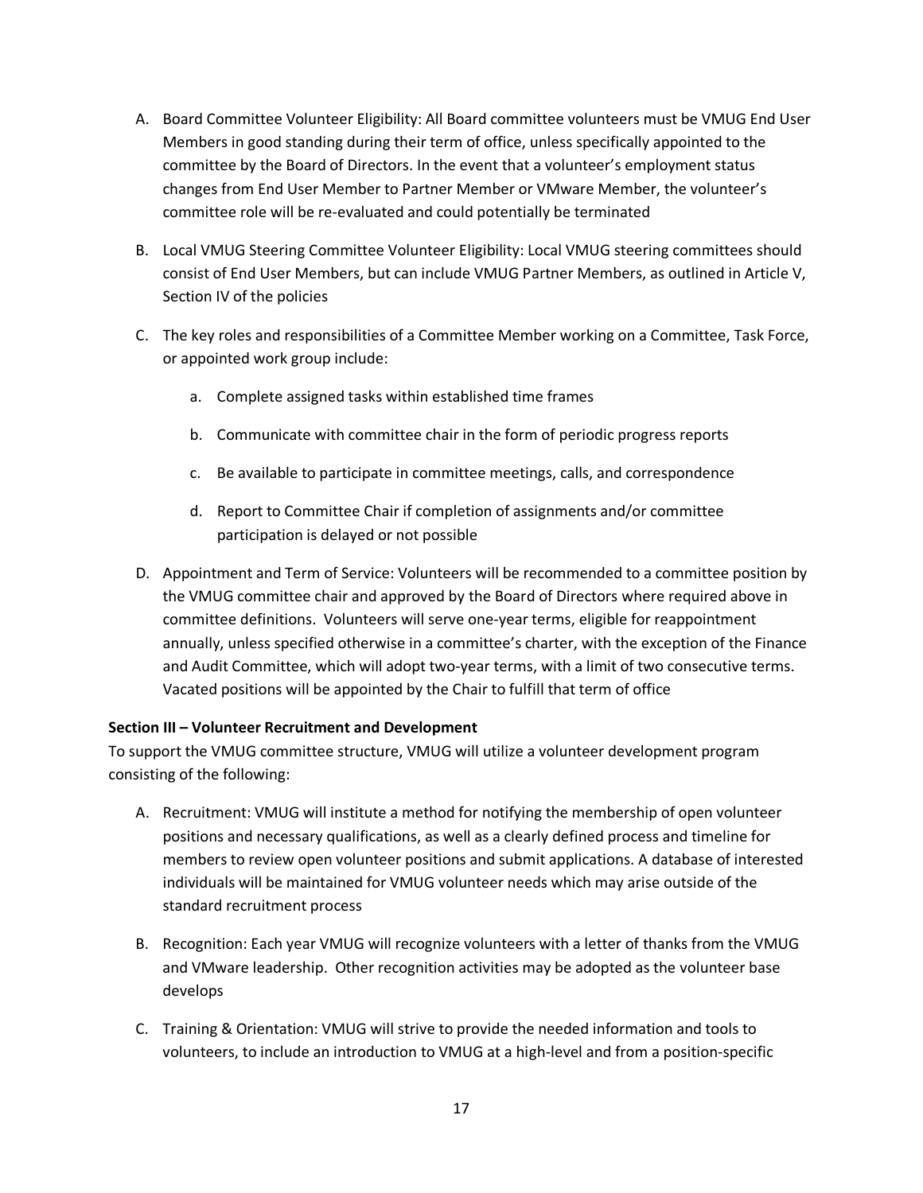A. Board Committee Volunteer Eligibility: All Board committee volunteers must be VMUG End User Members in good standing during their term of office, unless specifically appointed to the committee by the Board of Directors. In the event that a volunteer's employment status changes from End User Member to Partner Member or VMware Member, the volunteer's committee role will be re-evaluated and could potentially be terminated

B. Local VMUG Steering Committee Volunteer Eligibility: Local VMUG steering committees should consist of End User Members, but can include VMUG Partner Members, as outlined in Article V, Section IV of the policies

C. The key roles and responsibilities of a Committee Member working on a Committee, Task Force, or appointed work group include:

   a. Complete assigned tasks within established time frames

   b. Communicate with committee chair in the form of periodic progress reports

   c. Be available to participate in committee meetings, calls, and correspondence

   d. Report to Committee Chair if completion of assignments and/or committee participation is delayed or not possible

D. Appointment and Term of Service: Volunteers will be recommended to a committee position by the VMUG committee chair and approved by the Board of Directors where required above in committee definitions. Volunteers will serve one-year terms, eligible for reappointment annually, unless specified otherwise in a committee's charter, with the exception of the Finance and Audit Committee, which will adopt two-year terms, with a limit of two consecutive terms. Vacated positions will be appointed by the Chair to fulfill that term of office

**Section III – Volunteer Recruitment and Development**

To support the VMUG committee structure, VMUG will utilize a volunteer development program consisting of the following:

A. Recruitment: VMUG will institute a method for notifying the membership of open volunteer positions and necessary qualifications, as well as a clearly defined process and timeline for members to review open volunteer positions and submit applications. A database of interested individuals will be maintained for VMUG volunteer needs which may arise outside of the standard recruitment process

B. Recognition: Each year VMUG will recognize volunteers with a letter of thanks from the VMUG and VMware leadership. Other recognition activities may be adopted as the volunteer base develops

C. Training & Orientation: VMUG will strive to provide the needed information and tools to volunteers, to include an introduction to VMUG at a high-level and from a position-specific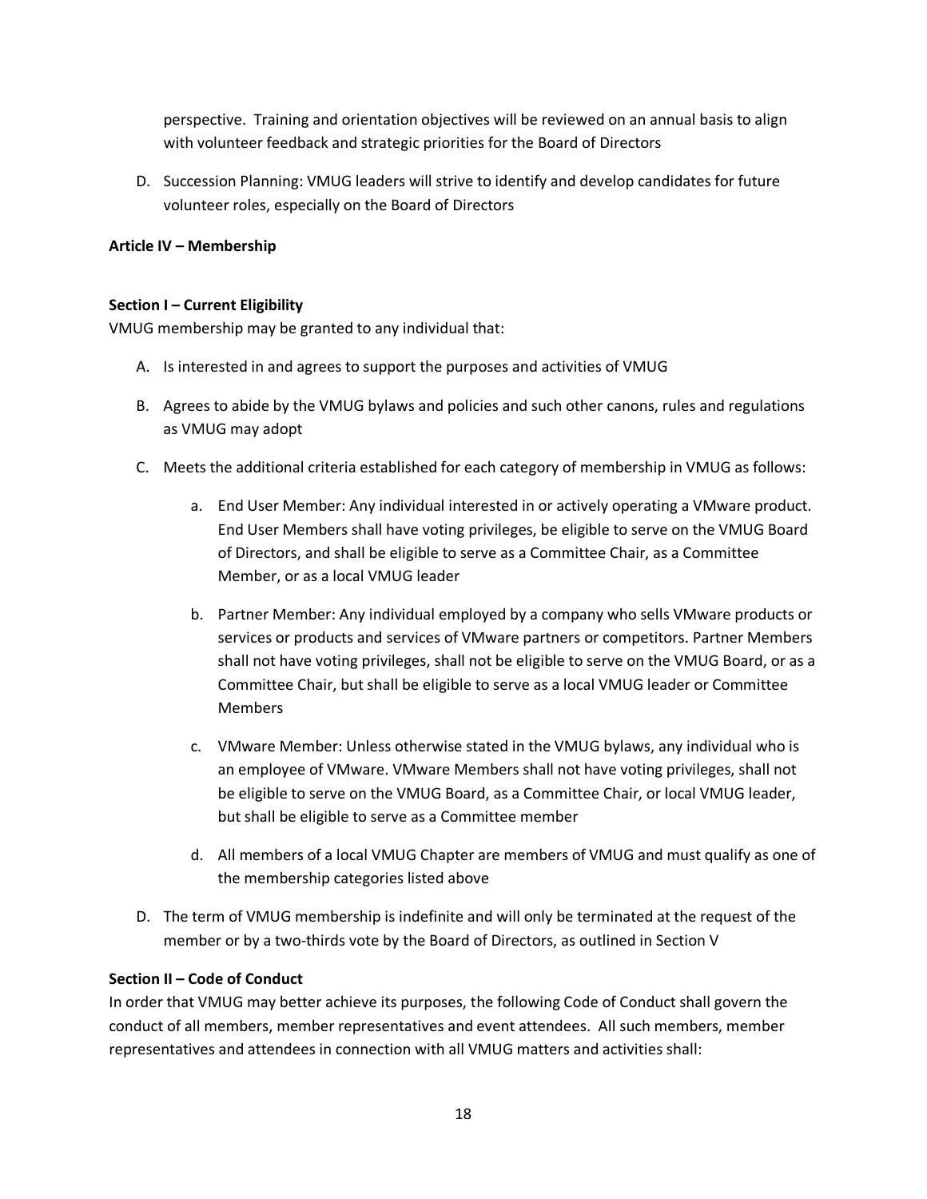perspective. Training and orientation objectives will be reviewed on an annual basis to align with volunteer feedback and strategic priorities for the Board of Directors

D. Succession Planning: VMUG leaders will strive to identify and develop candidates for future volunteer roles, especially on the Board of Directors

**Article IV – Membership**

**Section I – Current Eligibility**

VMUG membership may be granted to any individual that:

A. Is interested in and agrees to support the purposes and activities of VMUG

B. Agrees to abide by the VMUG bylaws and policies and such other canons, rules and regulations as VMUG may adopt

C. Meets the additional criteria established for each category of membership in VMUG as follows:

   a. End User Member: Any individual interested in or actively operating a VMware product. End User Members shall have voting privileges, be eligible to serve on the VMUG Board of Directors, and shall be eligible to serve as a Committee Chair, as a Committee Member, or as a local VMUG leader

   b. Partner Member: Any individual employed by a company who sells VMware products or services or products and services of VMware partners or competitors. Partner Members shall not have voting privileges, shall not be eligible to serve on the VMUG Board, or as a Committee Chair, but shall be eligible to serve as a local VMUG leader or Committee Members

   c. VMware Member: Unless otherwise stated in the VMUG bylaws, any individual who is an employee of VMware. VMware Members shall not have voting privileges, shall not be eligible to serve on the VMUG Board, as a Committee Chair, or local VMUG leader, but shall be eligible to serve as a Committee member

   d. All members of a local VMUG Chapter are members of VMUG and must qualify as one of the membership categories listed above

D. The term of VMUG membership is indefinite and will only be terminated at the request of the member or by a two-thirds vote by the Board of Directors, as outlined in Section V

**Section II – Code of Conduct**

In order that VMUG may better achieve its purposes, the following Code of Conduct shall govern the conduct of all members, member representatives and event attendees. All such members, member representatives and attendees in connection with all VMUG matters and activities shall: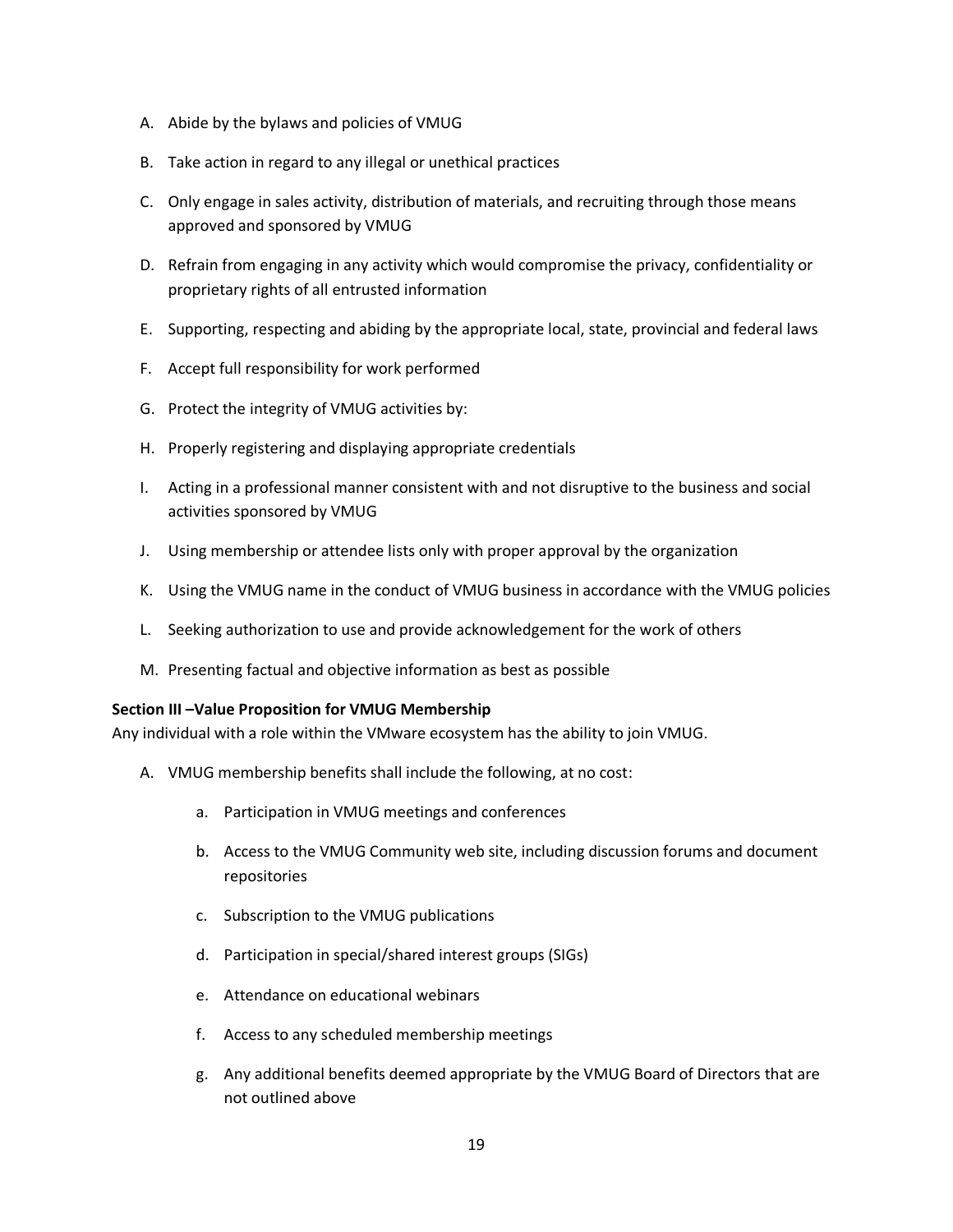A. Abide by the bylaws and policies of VMUG

B. Take action in regard to any illegal or unethical practices

C. Only engage in sales activity, distribution of materials, and recruiting through those means approved and sponsored by VMUG

D. Refrain from engaging in any activity which would compromise the privacy, confidentiality or proprietary rights of all entrusted information

E. Supporting, respecting and abiding by the appropriate local, state, provincial and federal laws

F. Accept full responsibility for work performed

G. Protect the integrity of VMUG activities by:

H. Properly registering and displaying appropriate credentials

I. Acting in a professional manner consistent with and not disruptive to the business and social activities sponsored by VMUG

J. Using membership or attendee lists only with proper approval by the organization

K. Using the VMUG name in the conduct of VMUG business in accordance with the VMUG policies

L. Seeking authorization to use and provide acknowledgement for the work of others

M. Presenting factual and objective information as best as possible

**Section III –Value Proposition for VMUG Membership**

Any individual with a role within the VMware ecosystem has the ability to join VMUG.

A. VMUG membership benefits shall include the following, at no cost:

   a. Participation in VMUG meetings and conferences

   b. Access to the VMUG Community web site, including discussion forums and document repositories

   c. Subscription to the VMUG publications

   d. Participation in special/shared interest groups (SIGs)

   e. Attendance on educational webinars

   f. Access to any scheduled membership meetings

   g. Any additional benefits deemed appropriate by the VMUG Board of Directors that are not outlined above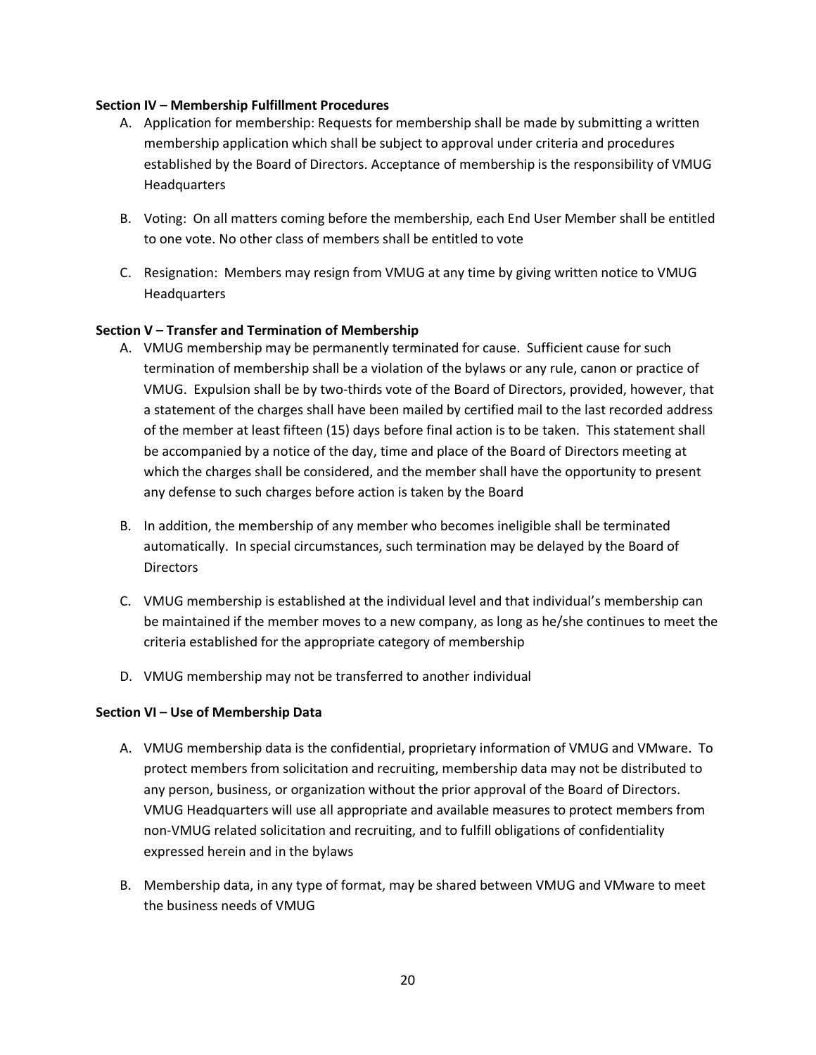**Section IV – Membership Fulfillment Procedures**

A. Application for membership: Requests for membership shall be made by submitting a written membership application which shall be subject to approval under criteria and procedures established by the Board of Directors. Acceptance of membership is the responsibility of VMUG Headquarters

B. Voting: On all matters coming before the membership, each End User Member shall be entitled to one vote. No other class of members shall be entitled to vote

C. Resignation: Members may resign from VMUG at any time by giving written notice to VMUG Headquarters

**Section V – Transfer and Termination of Membership**

A. VMUG membership may be permanently terminated for cause. Sufficient cause for such termination of membership shall be a violation of the bylaws or any rule, canon or practice of VMUG. Expulsion shall be by two-thirds vote of the Board of Directors, provided, however, that a statement of the charges shall have been mailed by certified mail to the last recorded address of the member at least fifteen (15) days before final action is to be taken. This statement shall be accompanied by a notice of the day, time and place of the Board of Directors meeting at which the charges shall be considered, and the member shall have the opportunity to present any defense to such charges before action is taken by the Board

B. In addition, the membership of any member who becomes ineligible shall be terminated automatically. In special circumstances, such termination may be delayed by the Board of Directors

C. VMUG membership is established at the individual level and that individual's membership can be maintained if the member moves to a new company, as long as he/she continues to meet the criteria established for the appropriate category of membership

D. VMUG membership may not be transferred to another individual

**Section VI – Use of Membership Data**

A. VMUG membership data is the confidential, proprietary information of VMUG and VMware. To protect members from solicitation and recruiting, membership data may not be distributed to any person, business, or organization without the prior approval of the Board of Directors. VMUG Headquarters will use all appropriate and available measures to protect members from non-VMUG related solicitation and recruiting, and to fulfill obligations of confidentiality expressed herein and in the bylaws

B. Membership data, in any type of format, may be shared between VMUG and VMware to meet the business needs of VMUG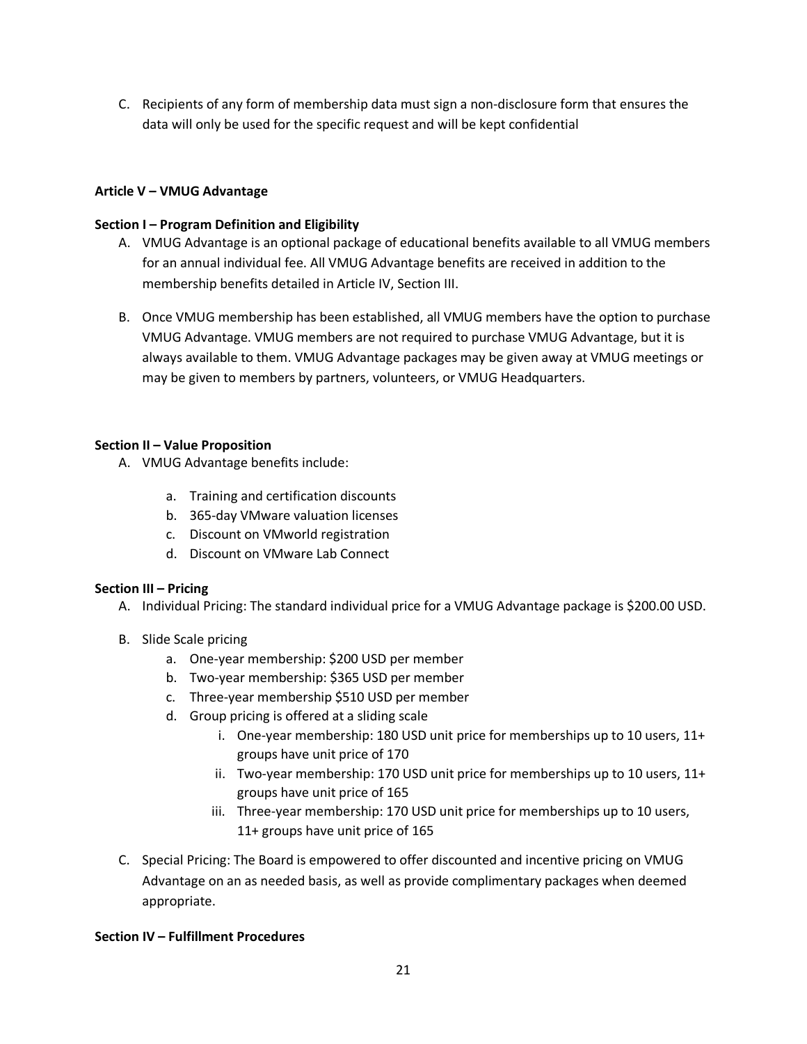C. Recipients of any form of membership data must sign a non-disclosure form that ensures the data will only be used for the specific request and will be kept confidential

**Article V – VMUG Advantage**

**Section I – Program Definition and Eligibility**

A. VMUG Advantage is an optional package of educational benefits available to all VMUG members for an annual individual fee. All VMUG Advantage benefits are received in addition to the membership benefits detailed in Article IV, Section III.

B. Once VMUG membership has been established, all VMUG members have the option to purchase VMUG Advantage. VMUG members are not required to purchase VMUG Advantage, but it is always available to them. VMUG Advantage packages may be given away at VMUG meetings or may be given to members by partners, volunteers, or VMUG Headquarters.

**Section II – Value Proposition**

A. VMUG Advantage benefits include:
   a. Training and certification discounts
   b. 365-day VMware valuation licenses
   c. Discount on VMworld registration
   d. Discount on VMware Lab Connect

**Section III – Pricing**

A. Individual Pricing: The standard individual price for a VMUG Advantage package is $200.00 USD.

B. Slide Scale pricing
   a. One-year membership: $200 USD per member
   b. Two-year membership: $365 USD per member
   c. Three-year membership $510 USD per member
   d. Group pricing is offered at a sliding scale
      i. One-year membership: 180 USD unit price for memberships up to 10 users, 11+ groups have unit price of 170
      ii. Two-year membership: 170 USD unit price for memberships up to 10 users, 11+ groups have unit price of 165
      iii. Three-year membership: 170 USD unit price for memberships up to 10 users, 11+ groups have unit price of 165

C. Special Pricing: The Board is empowered to offer discounted and incentive pricing on VMUG Advantage on an as needed basis, as well as provide complimentary packages when deemed appropriate.

**Section IV – Fulfillment Procedures**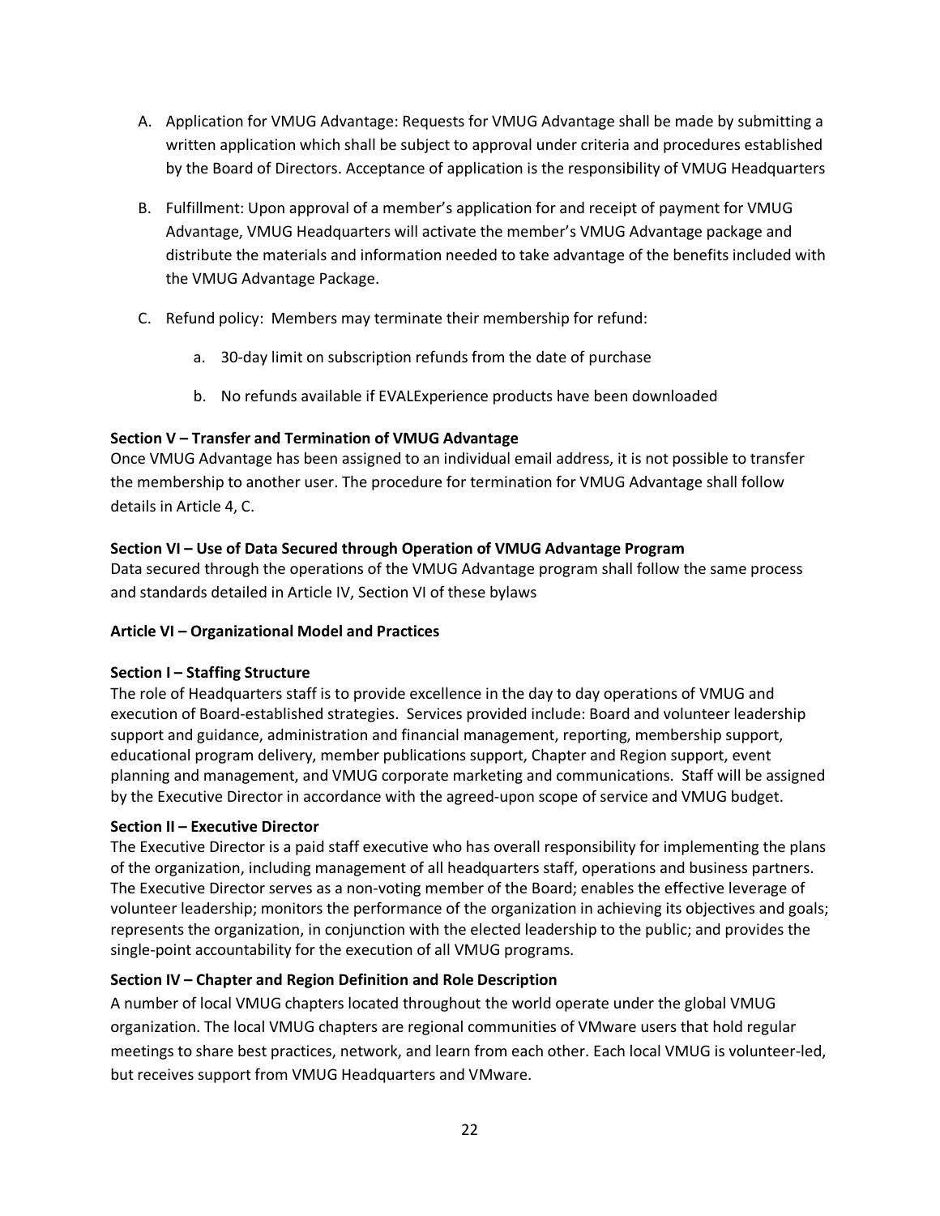A. Application for VMUG Advantage: Requests for VMUG Advantage shall be made by submitting a written application which shall be subject to approval under criteria and procedures established by the Board of Directors. Acceptance of application is the responsibility of VMUG Headquarters

B. Fulfillment: Upon approval of a member's application for and receipt of payment for VMUG Advantage, VMUG Headquarters will activate the member's VMUG Advantage package and distribute the materials and information needed to take advantage of the benefits included with the VMUG Advantage Package.

C. Refund policy: Members may terminate their membership for refund:

   a. 30-day limit on subscription refunds from the date of purchase

   b. No refunds available if EVALExperience products have been downloaded

**Section V – Transfer and Termination of VMUG Advantage**

Once VMUG Advantage has been assigned to an individual email address, it is not possible to transfer the membership to another user. The procedure for termination for VMUG Advantage shall follow details in Article 4, C.

**Section VI – Use of Data Secured through Operation of VMUG Advantage Program**

Data secured through the operations of the VMUG Advantage program shall follow the same process and standards detailed in Article IV, Section VI of these bylaws

**Article VI – Organizational Model and Practices**

**Section I – Staffing Structure**

The role of Headquarters staff is to provide excellence in the day to day operations of VMUG and execution of Board-established strategies. Services provided include: Board and volunteer leadership support and guidance, administration and financial management, reporting, membership support, educational program delivery, member publications support, Chapter and Region support, event planning and management, and VMUG corporate marketing and communications. Staff will be assigned by the Executive Director in accordance with the agreed-upon scope of service and VMUG budget.

**Section II – Executive Director**

The Executive Director is a paid staff executive who has overall responsibility for implementing the plans of the organization, including management of all headquarters staff, operations and business partners. The Executive Director serves as a non-voting member of the Board; enables the effective leverage of volunteer leadership; monitors the performance of the organization in achieving its objectives and goals; represents the organization, in conjunction with the elected leadership to the public; and provides the single-point accountability for the execution of all VMUG programs.

**Section IV – Chapter and Region Definition and Role Description**

A number of local VMUG chapters located throughout the world operate under the global VMUG organization. The local VMUG chapters are regional communities of VMware users that hold regular meetings to share best practices, network, and learn from each other. Each local VMUG is volunteer-led, but receives support from VMUG Headquarters and VMware.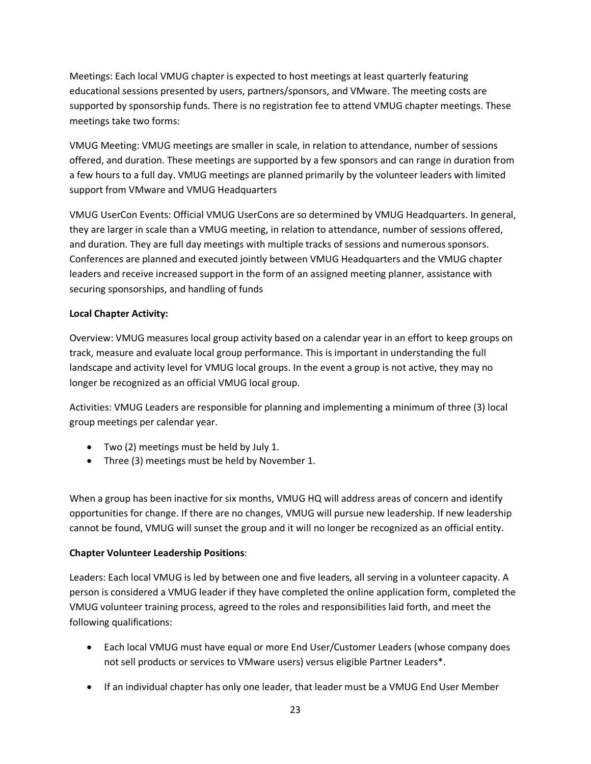Meetings: Each local VMUG chapter is expected to host meetings at least quarterly featuring educational sessions presented by users, partners/sponsors, and VMware. The meeting costs are supported by sponsorship funds. There is no registration fee to attend VMUG chapter meetings. These meetings take two forms:

VMUG Meeting: VMUG meetings are smaller in scale, in relation to attendance, number of sessions offered, and duration. These meetings are supported by a few sponsors and can range in duration from a few hours to a full day. VMUG meetings are planned primarily by the volunteer leaders with limited support from VMware and VMUG Headquarters

VMUG UserCon Events: Official VMUG UserCons are so determined by VMUG Headquarters. In general, they are larger in scale than a VMUG meeting, in relation to attendance, number of sessions offered, and duration. They are full day meetings with multiple tracks of sessions and numerous sponsors. Conferences are planned and executed jointly between VMUG Headquarters and the VMUG chapter leaders and receive increased support in the form of an assigned meeting planner, assistance with securing sponsorships, and handling of funds

**Local Chapter Activity:**

Overview: VMUG measures local group activity based on a calendar year in an effort to keep groups on track, measure and evaluate local group performance. This is important in understanding the full landscape and activity level for VMUG local groups. In the event a group is not active, they may no longer be recognized as an official VMUG local group.

Activities: VMUG Leaders are responsible for planning and implementing a minimum of three (3) local group meetings per calendar year.

- Two (2) meetings must be held by July 1.
- Three (3) meetings must be held by November 1.

When a group has been inactive for six months, VMUG HQ will address areas of concern and identify opportunities for change. If there are no changes, VMUG will pursue new leadership. If new leadership cannot be found, VMUG will sunset the group and it will no longer be recognized as an official entity.

**Chapter Volunteer Leadership Positions**:

Leaders: Each local VMUG is led by between one and five leaders, all serving in a volunteer capacity. A person is considered a VMUG leader if they have completed the online application form, completed the VMUG volunteer training process, agreed to the roles and responsibilities laid forth, and meet the following qualifications:

- Each local VMUG must have equal or more End User/Customer Leaders (whose company does not sell products or services to VMware users) versus eligible Partner Leaders*.
- If an individual chapter has only one leader, that leader must be a VMUG End User Member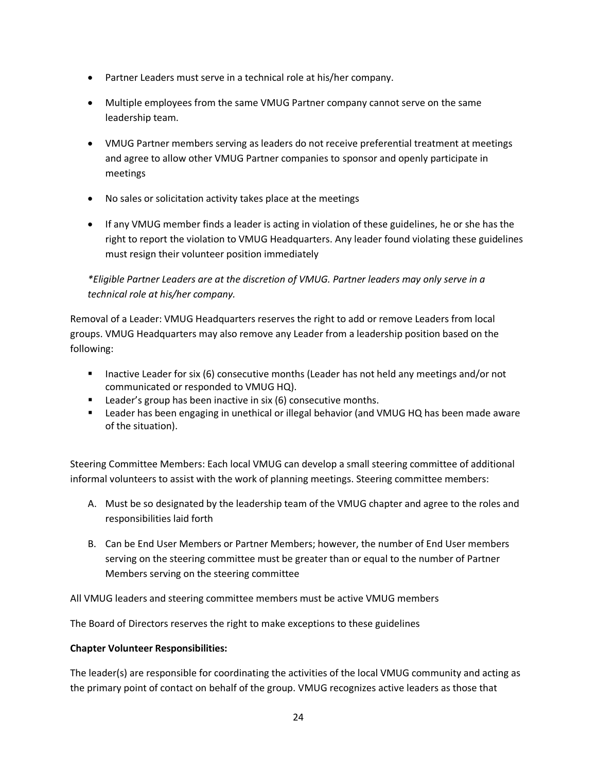- Partner Leaders must serve in a technical role at his/her company.

- Multiple employees from the same VMUG Partner company cannot serve on the same leadership team.

- VMUG Partner members serving as leaders do not receive preferential treatment at meetings and agree to allow other VMUG Partner companies to sponsor and openly participate in meetings

- No sales or solicitation activity takes place at the meetings

- If any VMUG member finds a leader is acting in violation of these guidelines, he or she has the right to report the violation to VMUG Headquarters. Any leader found violating these guidelines must resign their volunteer position immediately

*\*Eligible Partner Leaders are at the discretion of VMUG. Partner leaders may only serve in a technical role at his/her company.*

Removal of a Leader: VMUG Headquarters reserves the right to add or remove Leaders from local groups. VMUG Headquarters may also remove any Leader from a leadership position based on the following:

- Inactive Leader for six (6) consecutive months (Leader has not held any meetings and/or not communicated or responded to VMUG HQ).
- Leader's group has been inactive in six (6) consecutive months.
- Leader has been engaging in unethical or illegal behavior (and VMUG HQ has been made aware of the situation).

Steering Committee Members: Each local VMUG can develop a small steering committee of additional informal volunteers to assist with the work of planning meetings. Steering committee members:

A. Must be so designated by the leadership team of the VMUG chapter and agree to the roles and responsibilities laid forth

B. Can be End User Members or Partner Members; however, the number of End User members serving on the steering committee must be greater than or equal to the number of Partner Members serving on the steering committee

All VMUG leaders and steering committee members must be active VMUG members

The Board of Directors reserves the right to make exceptions to these guidelines

**Chapter Volunteer Responsibilities:**

The leader(s) are responsible for coordinating the activities of the local VMUG community and acting as the primary point of contact on behalf of the group. VMUG recognizes active leaders as those that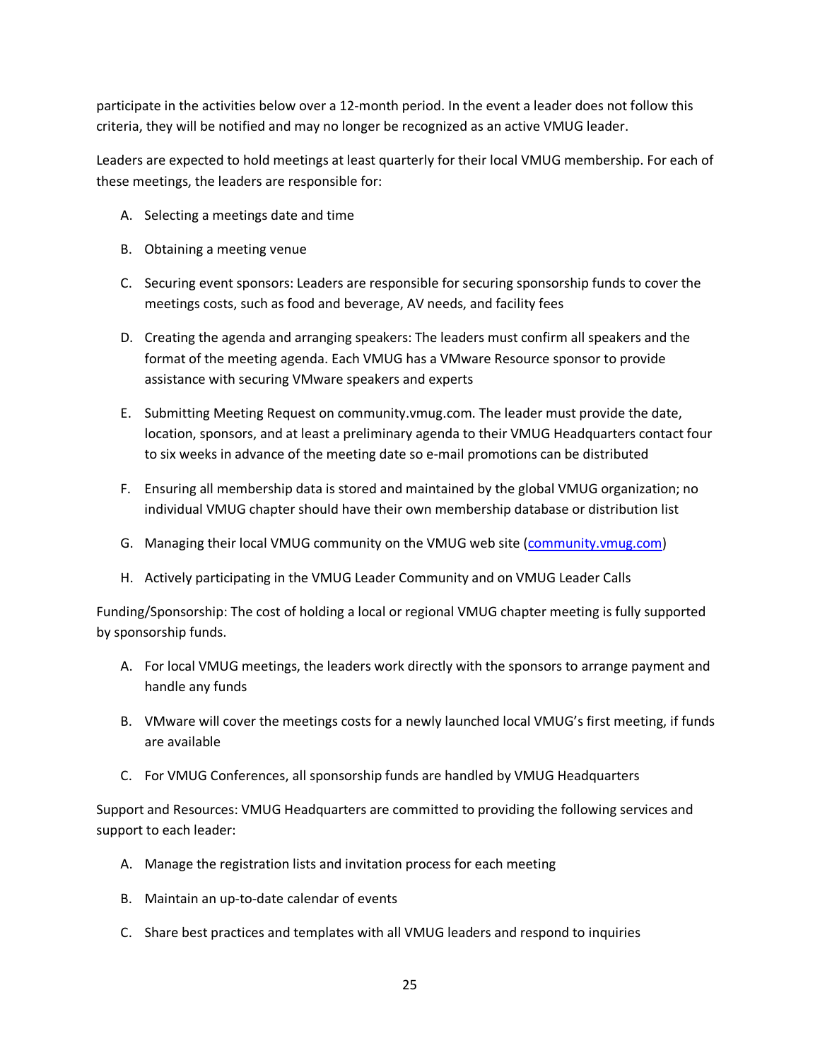participate in the activities below over a 12-month period. In the event a leader does not follow this criteria, they will be notified and may no longer be recognized as an active VMUG leader.

Leaders are expected to hold meetings at least quarterly for their local VMUG membership. For each of these meetings, the leaders are responsible for:

A. Selecting a meetings date and time

B. Obtaining a meeting venue

C. Securing event sponsors: Leaders are responsible for securing sponsorship funds to cover the meetings costs, such as food and beverage, AV needs, and facility fees

D. Creating the agenda and arranging speakers: The leaders must confirm all speakers and the format of the meeting agenda. Each VMUG has a VMware Resource sponsor to provide assistance with securing VMware speakers and experts

E. Submitting Meeting Request on community.vmug.com. The leader must provide the date, location, sponsors, and at least a preliminary agenda to their VMUG Headquarters contact four to six weeks in advance of the meeting date so e-mail promotions can be distributed

F. Ensuring all membership data is stored and maintained by the global VMUG organization; no individual VMUG chapter should have their own membership database or distribution list

G. Managing their local VMUG community on the VMUG web site (community.vmug.com)

H. Actively participating in the VMUG Leader Community and on VMUG Leader Calls

Funding/Sponsorship: The cost of holding a local or regional VMUG chapter meeting is fully supported by sponsorship funds.

A. For local VMUG meetings, the leaders work directly with the sponsors to arrange payment and handle any funds

B. VMware will cover the meetings costs for a newly launched local VMUG's first meeting, if funds are available

C. For VMUG Conferences, all sponsorship funds are handled by VMUG Headquarters

Support and Resources: VMUG Headquarters are committed to providing the following services and support to each leader:

A. Manage the registration lists and invitation process for each meeting

B. Maintain an up-to-date calendar of events

C. Share best practices and templates with all VMUG leaders and respond to inquiries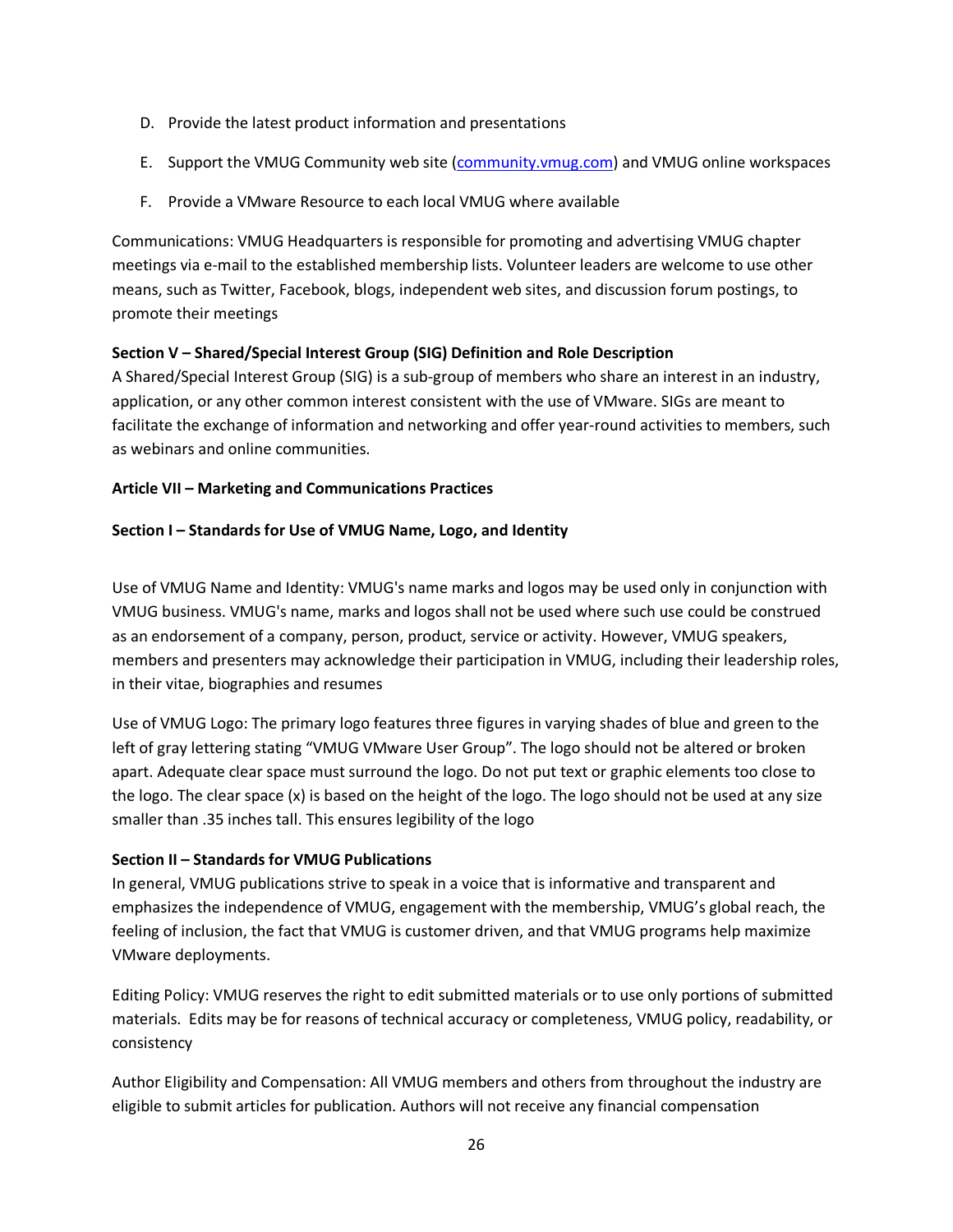D. Provide the latest product information and presentations

E. Support the VMUG Community web site ([community.vmug.com](community.vmug.com)) and VMUG online workspaces

F. Provide a VMware Resource to each local VMUG where available

Communications: VMUG Headquarters is responsible for promoting and advertising VMUG chapter meetings via e-mail to the established membership lists. Volunteer leaders are welcome to use other means, such as Twitter, Facebook, blogs, independent web sites, and discussion forum postings, to promote their meetings

**Section V – Shared/Special Interest Group (SIG) Definition and Role Description**

A Shared/Special Interest Group (SIG) is a sub-group of members who share an interest in an industry, application, or any other common interest consistent with the use of VMware. SIGs are meant to facilitate the exchange of information and networking and offer year-round activities to members, such as webinars and online communities.

**Article VII – Marketing and Communications Practices**

**Section I – Standards for Use of VMUG Name, Logo, and Identity**

Use of VMUG Name and Identity: VMUG's name marks and logos may be used only in conjunction with VMUG business. VMUG's name, marks and logos shall not be used where such use could be construed as an endorsement of a company, person, product, service or activity. However, VMUG speakers, members and presenters may acknowledge their participation in VMUG, including their leadership roles, in their vitae, biographies and resumes

Use of VMUG Logo: The primary logo features three figures in varying shades of blue and green to the left of gray lettering stating "VMUG VMware User Group". The logo should not be altered or broken apart. Adequate clear space must surround the logo. Do not put text or graphic elements too close to the logo. The clear space (x) is based on the height of the logo. The logo should not be used at any size smaller than .35 inches tall. This ensures legibility of the logo

**Section II – Standards for VMUG Publications**

In general, VMUG publications strive to speak in a voice that is informative and transparent and emphasizes the independence of VMUG, engagement with the membership, VMUG's global reach, the feeling of inclusion, the fact that VMUG is customer driven, and that VMUG programs help maximize VMware deployments.

Editing Policy: VMUG reserves the right to edit submitted materials or to use only portions of submitted materials. Edits may be for reasons of technical accuracy or completeness, VMUG policy, readability, or consistency

Author Eligibility and Compensation: All VMUG members and others from throughout the industry are eligible to submit articles for publication. Authors will not receive any financial compensation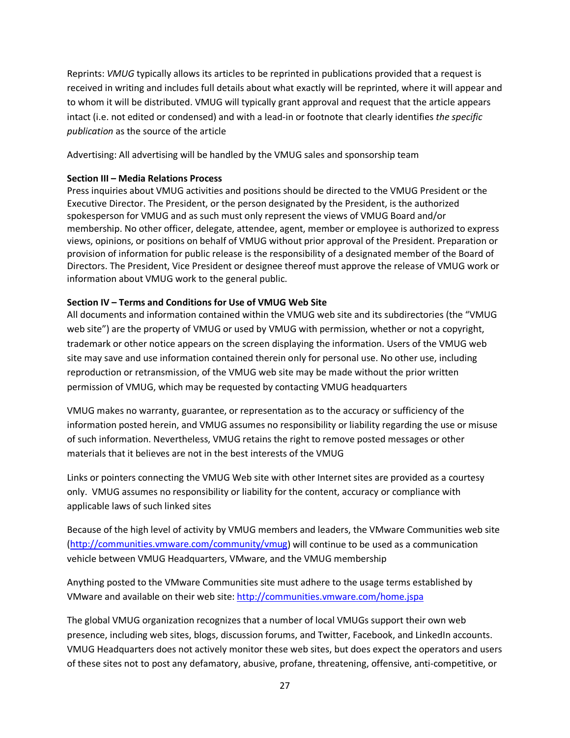Reprints: *VMUG* typically allows its articles to be reprinted in publications provided that a request is received in writing and includes full details about what exactly will be reprinted, where it will appear and to whom it will be distributed. VMUG will typically grant approval and request that the article appears intact (i.e. not edited or condensed) and with a lead-in or footnote that clearly identifies *the specific publication* as the source of the article

Advertising: All advertising will be handled by the VMUG sales and sponsorship team

**Section III – Media Relations Process**
Press inquiries about VMUG activities and positions should be directed to the VMUG President or the Executive Director. The President, or the person designated by the President, is the authorized spokesperson for VMUG and as such must only represent the views of VMUG Board and/or membership. No other officer, delegate, attendee, agent, member or employee is authorized to express views, opinions, or positions on behalf of VMUG without prior approval of the President. Preparation or provision of information for public release is the responsibility of a designated member of the Board of Directors. The President, Vice President or designee thereof must approve the release of VMUG work or information about VMUG work to the general public.

**Section IV – Terms and Conditions for Use of VMUG Web Site**
All documents and information contained within the VMUG web site and its subdirectories (the "VMUG web site") are the property of VMUG or used by VMUG with permission, whether or not a copyright, trademark or other notice appears on the screen displaying the information. Users of the VMUG web site may save and use information contained therein only for personal use. No other use, including reproduction or retransmission, of the VMUG web site may be made without the prior written permission of VMUG, which may be requested by contacting VMUG headquarters

VMUG makes no warranty, guarantee, or representation as to the accuracy or sufficiency of the information posted herein, and VMUG assumes no responsibility or liability regarding the use or misuse of such information. Nevertheless, VMUG retains the right to remove posted messages or other materials that it believes are not in the best interests of the VMUG

Links or pointers connecting the VMUG Web site with other Internet sites are provided as a courtesy only. VMUG assumes no responsibility or liability for the content, accuracy or compliance with applicable laws of such linked sites

Because of the high level of activity by VMUG members and leaders, the VMware Communities web site (http://communities.vmware.com/community/vmug) will continue to be used as a communication vehicle between VMUG Headquarters, VMware, and the VMUG membership

Anything posted to the VMware Communities site must adhere to the usage terms established by VMware and available on their web site: http://communities.vmware.com/home.jspa

The global VMUG organization recognizes that a number of local VMUGs support their own web presence, including web sites, blogs, discussion forums, and Twitter, Facebook, and LinkedIn accounts. VMUG Headquarters does not actively monitor these web sites, but does expect the operators and users of these sites not to post any defamatory, abusive, profane, threatening, offensive, anti-competitive, or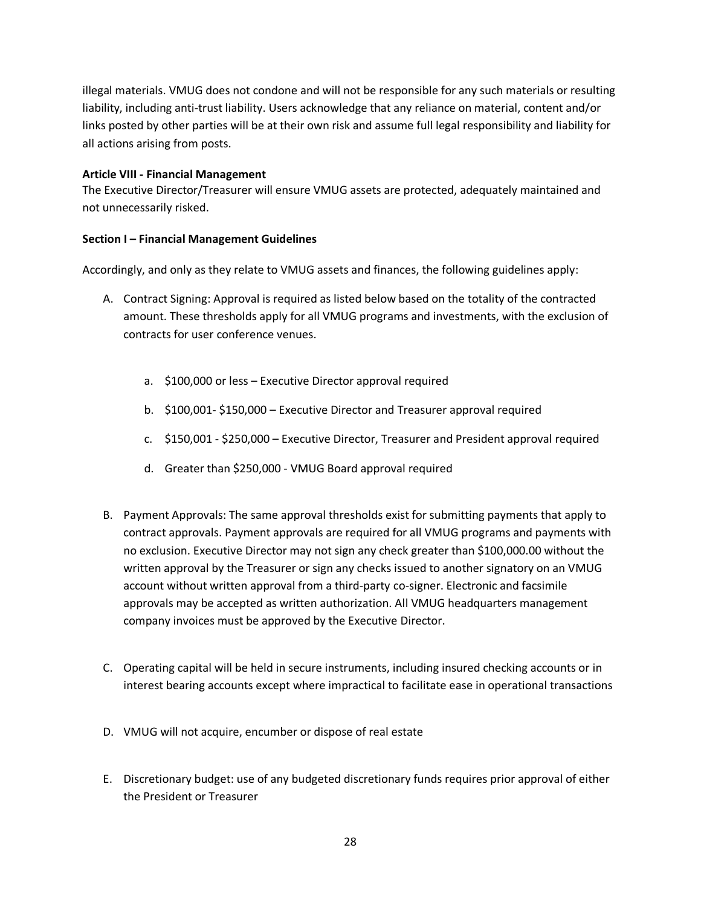illegal materials. VMUG does not condone and will not be responsible for any such materials or resulting liability, including anti-trust liability. Users acknowledge that any reliance on material, content and/or links posted by other parties will be at their own risk and assume full legal responsibility and liability for all actions arising from posts.

**Article VIII - Financial Management**

The Executive Director/Treasurer will ensure VMUG assets are protected, adequately maintained and not unnecessarily risked.

**Section I – Financial Management Guidelines**

Accordingly, and only as they relate to VMUG assets and finances, the following guidelines apply:

A. Contract Signing: Approval is required as listed below based on the totality of the contracted amount. These thresholds apply for all VMUG programs and investments, with the exclusion of contracts for user conference venues.

    a. $100,000 or less – Executive Director approval required

    b. $100,001- $150,000 – Executive Director and Treasurer approval required

    c. $150,001 - $250,000 – Executive Director, Treasurer and President approval required

    d. Greater than $250,000 - VMUG Board approval required

B. Payment Approvals: The same approval thresholds exist for submitting payments that apply to contract approvals. Payment approvals are required for all VMUG programs and payments with no exclusion. Executive Director may not sign any check greater than $100,000.00 without the written approval by the Treasurer or sign any checks issued to another signatory on an VMUG account without written approval from a third-party co-signer. Electronic and facsimile approvals may be accepted as written authorization. All VMUG headquarters management company invoices must be approved by the Executive Director.

C. Operating capital will be held in secure instruments, including insured checking accounts or in interest bearing accounts except where impractical to facilitate ease in operational transactions

D. VMUG will not acquire, encumber or dispose of real estate

E. Discretionary budget: use of any budgeted discretionary funds requires prior approval of either the President or Treasurer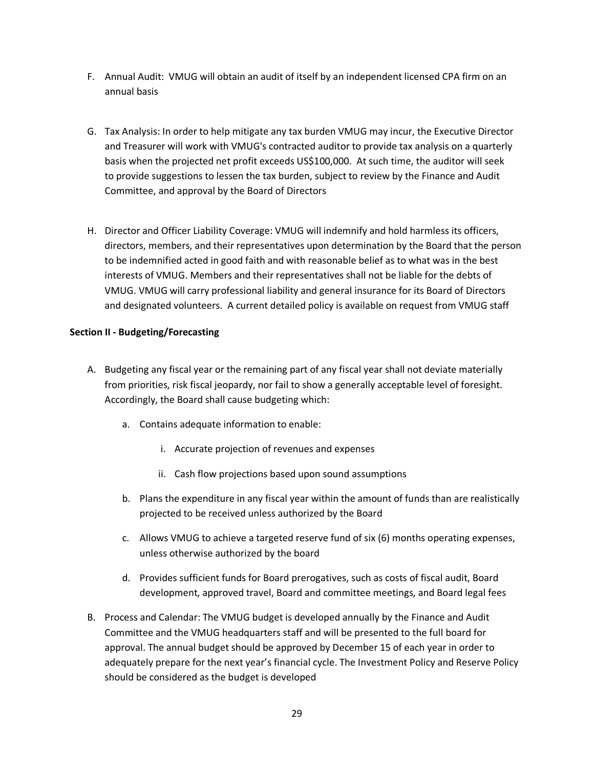F. Annual Audit: VMUG will obtain an audit of itself by an independent licensed CPA firm on an annual basis

G. Tax Analysis: In order to help mitigate any tax burden VMUG may incur, the Executive Director and Treasurer will work with VMUG's contracted auditor to provide tax analysis on a quarterly basis when the projected net profit exceeds US$100,000. At such time, the auditor will seek to provide suggestions to lessen the tax burden, subject to review by the Finance and Audit Committee, and approval by the Board of Directors

H. Director and Officer Liability Coverage: VMUG will indemnify and hold harmless its officers, directors, members, and their representatives upon determination by the Board that the person to be indemnified acted in good faith and with reasonable belief as to what was in the best interests of VMUG. Members and their representatives shall not be liable for the debts of VMUG. VMUG will carry professional liability and general insurance for its Board of Directors and designated volunteers. A current detailed policy is available on request from VMUG staff

**Section II - Budgeting/Forecasting**

A. Budgeting any fiscal year or the remaining part of any fiscal year shall not deviate materially from priorities, risk fiscal jeopardy, nor fail to show a generally acceptable level of foresight. Accordingly, the Board shall cause budgeting which:

   a. Contains adequate information to enable:

      i. Accurate projection of revenues and expenses

      ii. Cash flow projections based upon sound assumptions

   b. Plans the expenditure in any fiscal year within the amount of funds than are realistically projected to be received unless authorized by the Board

   c. Allows VMUG to achieve a targeted reserve fund of six (6) months operating expenses, unless otherwise authorized by the board

   d. Provides sufficient funds for Board prerogatives, such as costs of fiscal audit, Board development, approved travel, Board and committee meetings, and Board legal fees

B. Process and Calendar: The VMUG budget is developed annually by the Finance and Audit Committee and the VMUG headquarters staff and will be presented to the full board for approval. The annual budget should be approved by December 15 of each year in order to adequately prepare for the next year's financial cycle. The Investment Policy and Reserve Policy should be considered as the budget is developed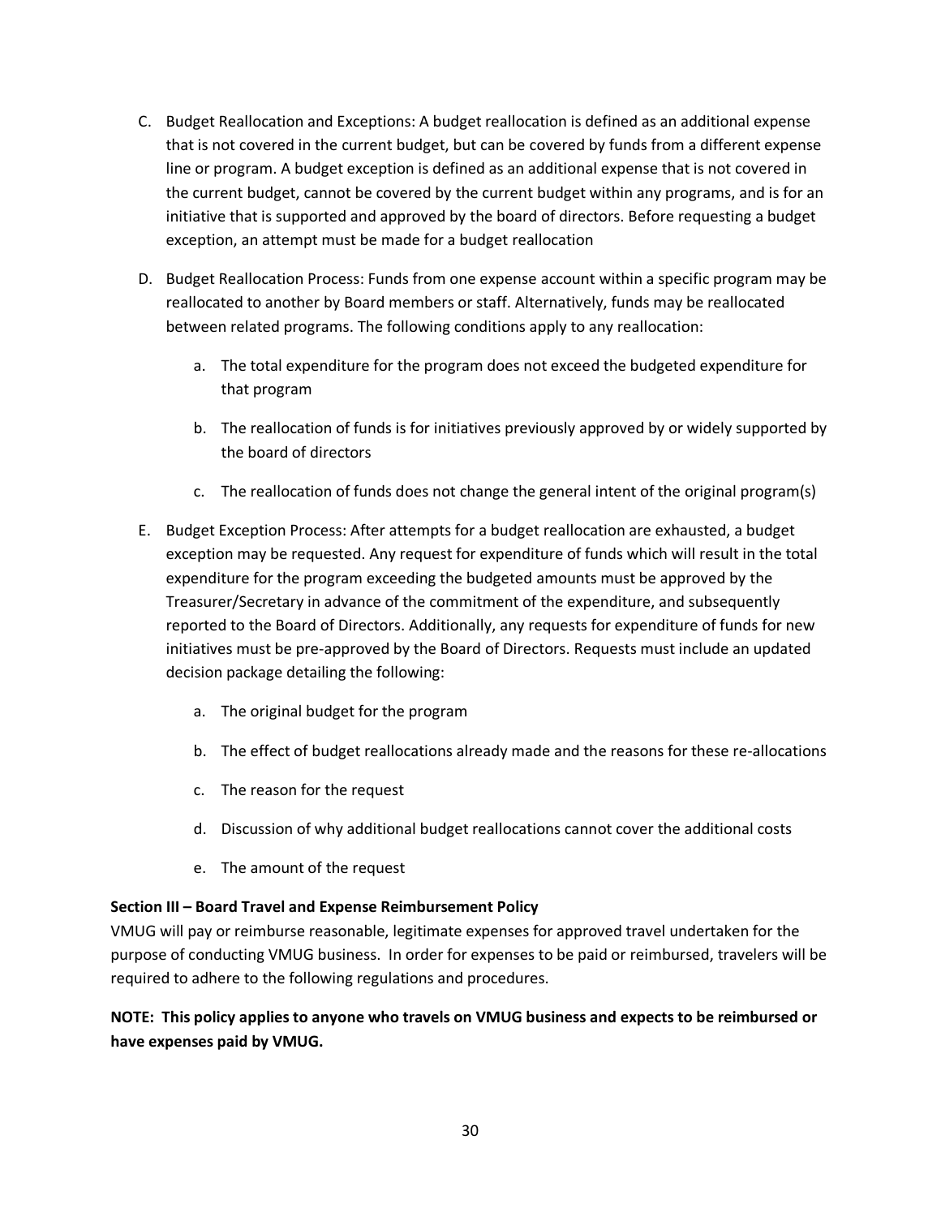C. Budget Reallocation and Exceptions: A budget reallocation is defined as an additional expense that is not covered in the current budget, but can be covered by funds from a different expense line or program. A budget exception is defined as an additional expense that is not covered in the current budget, cannot be covered by the current budget within any programs, and is for an initiative that is supported and approved by the board of directors. Before requesting a budget exception, an attempt must be made for a budget reallocation

D. Budget Reallocation Process: Funds from one expense account within a specific program may be reallocated to another by Board members or staff. Alternatively, funds may be reallocated between related programs. The following conditions apply to any reallocation:

   a. The total expenditure for the program does not exceed the budgeted expenditure for that program

   b. The reallocation of funds is for initiatives previously approved by or widely supported by the board of directors

   c. The reallocation of funds does not change the general intent of the original program(s)

E. Budget Exception Process: After attempts for a budget reallocation are exhausted, a budget exception may be requested. Any request for expenditure of funds which will result in the total expenditure for the program exceeding the budgeted amounts must be approved by the Treasurer/Secretary in advance of the commitment of the expenditure, and subsequently reported to the Board of Directors. Additionally, any requests for expenditure of funds for new initiatives must be pre-approved by the Board of Directors. Requests must include an updated decision package detailing the following:

   a. The original budget for the program

   b. The effect of budget reallocations already made and the reasons for these re-allocations

   c. The reason for the request

   d. Discussion of why additional budget reallocations cannot cover the additional costs

   e. The amount of the request

**Section III – Board Travel and Expense Reimbursement Policy**

VMUG will pay or reimburse reasonable, legitimate expenses for approved travel undertaken for the purpose of conducting VMUG business. In order for expenses to be paid or reimbursed, travelers will be required to adhere to the following regulations and procedures.

**NOTE: This policy applies to anyone who travels on VMUG business and expects to be reimbursed or have expenses paid by VMUG.**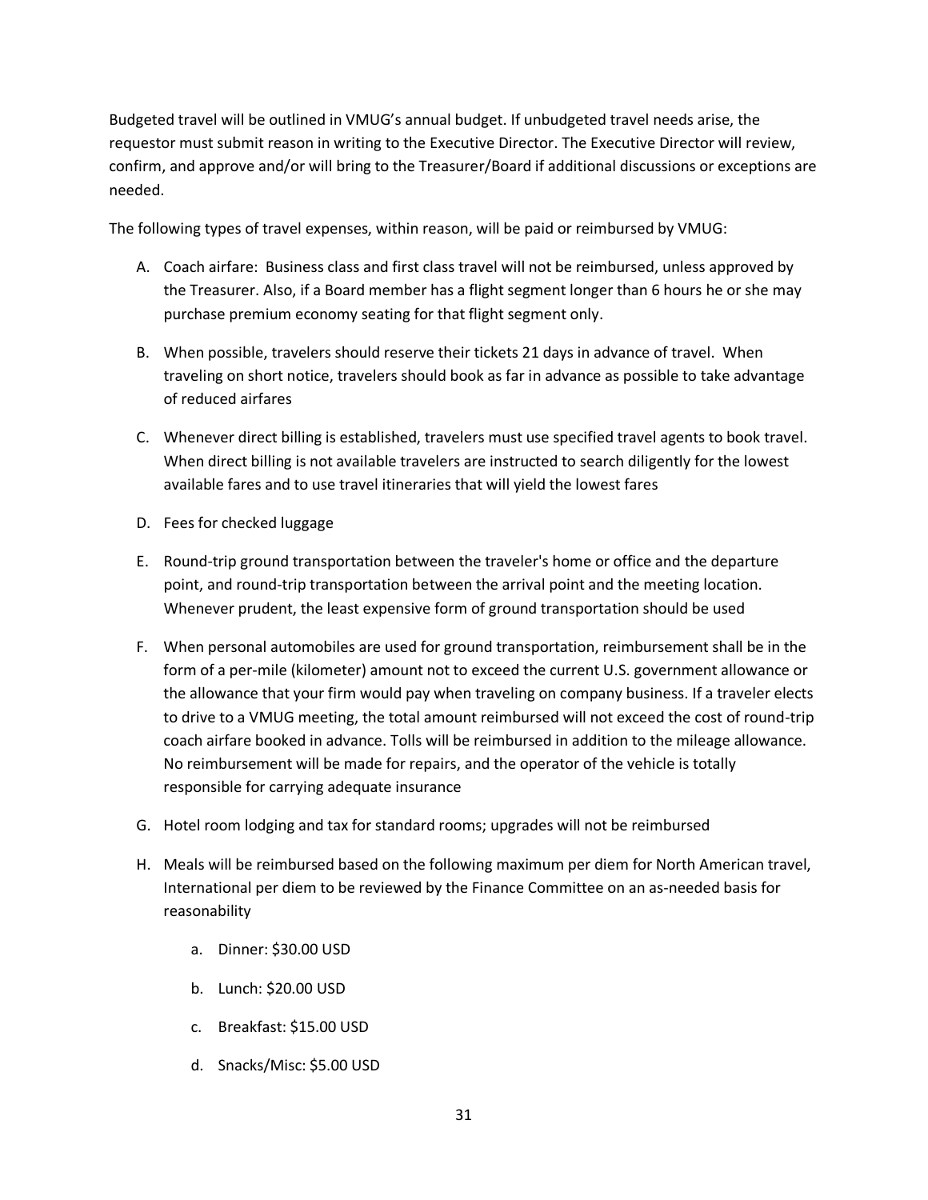Budgeted travel will be outlined in VMUG's annual budget. If unbudgeted travel needs arise, the requestor must submit reason in writing to the Executive Director. The Executive Director will review, confirm, and approve and/or will bring to the Treasurer/Board if additional discussions or exceptions are needed.

The following types of travel expenses, within reason, will be paid or reimbursed by VMUG:

A. Coach airfare: Business class and first class travel will not be reimbursed, unless approved by the Treasurer. Also, if a Board member has a flight segment longer than 6 hours he or she may purchase premium economy seating for that flight segment only.

B. When possible, travelers should reserve their tickets 21 days in advance of travel. When traveling on short notice, travelers should book as far in advance as possible to take advantage of reduced airfares

C. Whenever direct billing is established, travelers must use specified travel agents to book travel. When direct billing is not available travelers are instructed to search diligently for the lowest available fares and to use travel itineraries that will yield the lowest fares

D. Fees for checked luggage

E. Round-trip ground transportation between the traveler's home or office and the departure point, and round-trip transportation between the arrival point and the meeting location. Whenever prudent, the least expensive form of ground transportation should be used

F. When personal automobiles are used for ground transportation, reimbursement shall be in the form of a per-mile (kilometer) amount not to exceed the current U.S. government allowance or the allowance that your firm would pay when traveling on company business. If a traveler elects to drive to a VMUG meeting, the total amount reimbursed will not exceed the cost of round-trip coach airfare booked in advance. Tolls will be reimbursed in addition to the mileage allowance. No reimbursement will be made for repairs, and the operator of the vehicle is totally responsible for carrying adequate insurance

G. Hotel room lodging and tax for standard rooms; upgrades will not be reimbursed

H. Meals will be reimbursed based on the following maximum per diem for North American travel, International per diem to be reviewed by the Finance Committee on an as-needed basis for reasonability

    a. Dinner: $30.00 USD

    b. Lunch: $20.00 USD

    c. Breakfast: $15.00 USD

    d. Snacks/Misc: $5.00 USD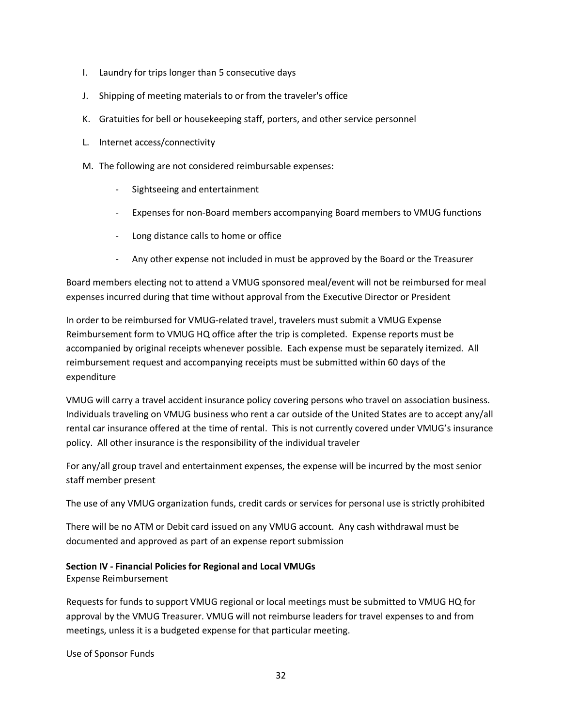I. Laundry for trips longer than 5 consecutive days

J. Shipping of meeting materials to or from the traveler's office

K. Gratuities for bell or housekeeping staff, porters, and other service personnel

L. Internet access/connectivity

M. The following are not considered reimbursable expenses:

- Sightseeing and entertainment
- Expenses for non-Board members accompanying Board members to VMUG functions
- Long distance calls to home or office
- Any other expense not included in must be approved by the Board or the Treasurer

Board members electing not to attend a VMUG sponsored meal/event will not be reimbursed for meal expenses incurred during that time without approval from the Executive Director or President

In order to be reimbursed for VMUG-related travel, travelers must submit a VMUG Expense Reimbursement form to VMUG HQ office after the trip is completed. Expense reports must be accompanied by original receipts whenever possible. Each expense must be separately itemized. All reimbursement request and accompanying receipts must be submitted within 60 days of the expenditure

VMUG will carry a travel accident insurance policy covering persons who travel on association business. Individuals traveling on VMUG business who rent a car outside of the United States are to accept any/all rental car insurance offered at the time of rental. This is not currently covered under VMUG's insurance policy. All other insurance is the responsibility of the individual traveler

For any/all group travel and entertainment expenses, the expense will be incurred by the most senior staff member present

The use of any VMUG organization funds, credit cards or services for personal use is strictly prohibited

There will be no ATM or Debit card issued on any VMUG account. Any cash withdrawal must be documented and approved as part of an expense report submission

**Section IV - Financial Policies for Regional and Local VMUGs**

Expense Reimbursement

Requests for funds to support VMUG regional or local meetings must be submitted to VMUG HQ for approval by the VMUG Treasurer. VMUG will not reimburse leaders for travel expenses to and from meetings, unless it is a budgeted expense for that particular meeting.

Use of Sponsor Funds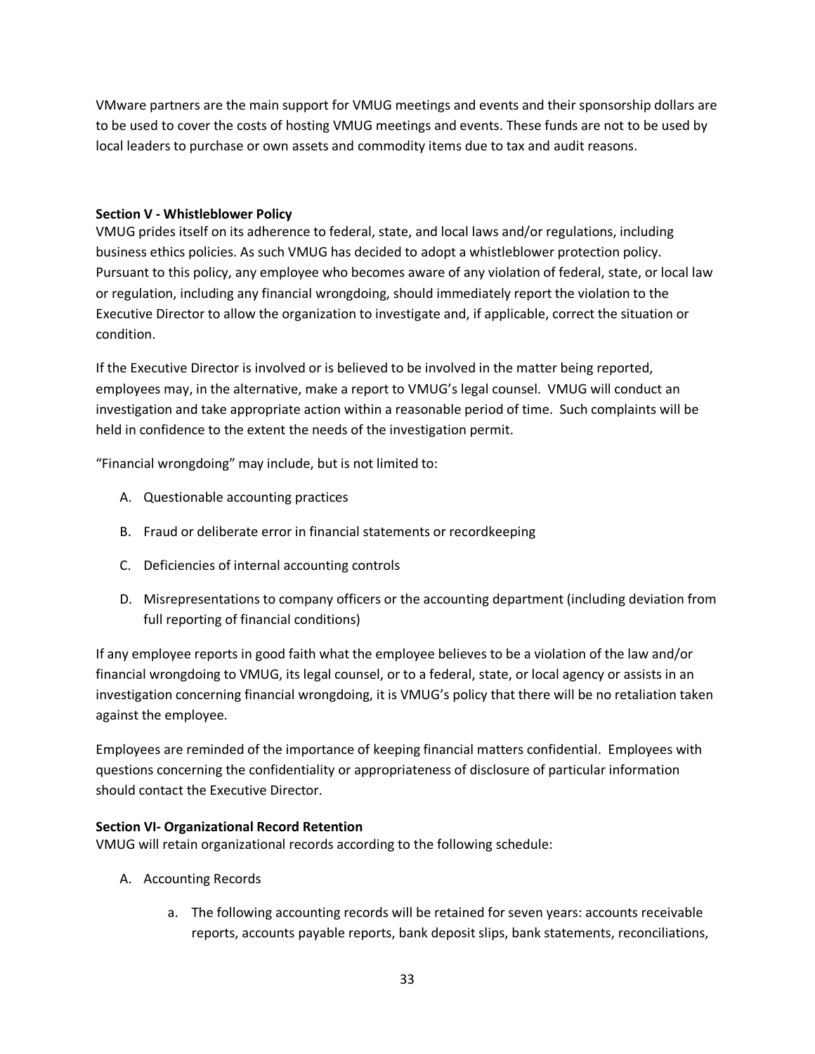VMware partners are the main support for VMUG meetings and events and their sponsorship dollars are to be used to cover the costs of hosting VMUG meetings and events. These funds are not to be used by local leaders to purchase or own assets and commodity items due to tax and audit reasons.

**Section V - Whistleblower Policy**

VMUG prides itself on its adherence to federal, state, and local laws and/or regulations, including business ethics policies. As such VMUG has decided to adopt a whistleblower protection policy. Pursuant to this policy, any employee who becomes aware of any violation of federal, state, or local law or regulation, including any financial wrongdoing, should immediately report the violation to the Executive Director to allow the organization to investigate and, if applicable, correct the situation or condition.

If the Executive Director is involved or is believed to be involved in the matter being reported, employees may, in the alternative, make a report to VMUG's legal counsel. VMUG will conduct an investigation and take appropriate action within a reasonable period of time. Such complaints will be held in confidence to the extent the needs of the investigation permit.

"Financial wrongdoing" may include, but is not limited to:

A. Questionable accounting practices
B. Fraud or deliberate error in financial statements or recordkeeping
C. Deficiencies of internal accounting controls
D. Misrepresentations to company officers or the accounting department (including deviation from full reporting of financial conditions)

If any employee reports in good faith what the employee believes to be a violation of the law and/or financial wrongdoing to VMUG, its legal counsel, or to a federal, state, or local agency or assists in an investigation concerning financial wrongdoing, it is VMUG's policy that there will be no retaliation taken against the employee.

Employees are reminded of the importance of keeping financial matters confidential. Employees with questions concerning the confidentiality or appropriateness of disclosure of particular information should contact the Executive Director.

**Section VI- Organizational Record Retention**

VMUG will retain organizational records according to the following schedule:

A. Accounting Records
    a. The following accounting records will be retained for seven years: accounts receivable reports, accounts payable reports, bank deposit slips, bank statements, reconciliations,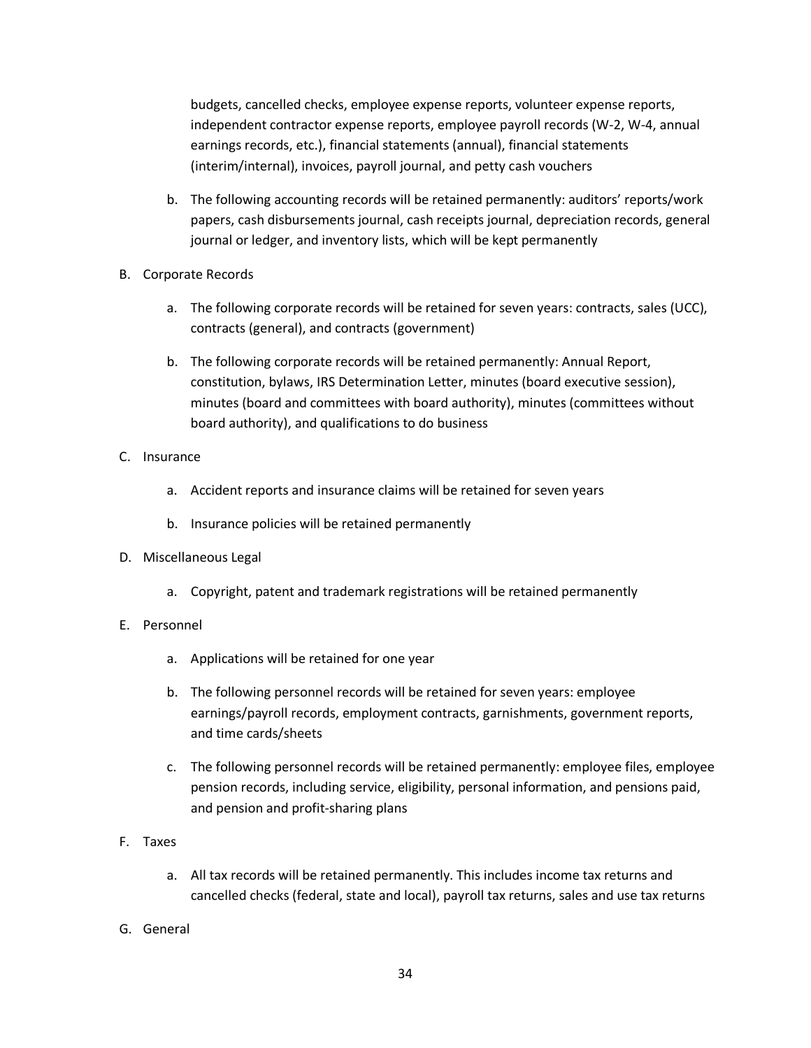budgets, cancelled checks, employee expense reports, volunteer expense reports, independent contractor expense reports, employee payroll records (W-2, W-4, annual earnings records, etc.), financial statements (annual), financial statements (interim/internal), invoices, payroll journal, and petty cash vouchers

b. The following accounting records will be retained permanently: auditors' reports/work papers, cash disbursements journal, cash receipts journal, depreciation records, general journal or ledger, and inventory lists, which will be kept permanently

B. Corporate Records

   a. The following corporate records will be retained for seven years: contracts, sales (UCC), contracts (general), and contracts (government)

   b. The following corporate records will be retained permanently: Annual Report, constitution, bylaws, IRS Determination Letter, minutes (board executive session), minutes (board and committees with board authority), minutes (committees without board authority), and qualifications to do business

C. Insurance

   a. Accident reports and insurance claims will be retained for seven years

   b. Insurance policies will be retained permanently

D. Miscellaneous Legal

   a. Copyright, patent and trademark registrations will be retained permanently

E. Personnel

   a. Applications will be retained for one year

   b. The following personnel records will be retained for seven years: employee earnings/payroll records, employment contracts, garnishments, government reports, and time cards/sheets

   c. The following personnel records will be retained permanently: employee files, employee pension records, including service, eligibility, personal information, and pensions paid, and pension and profit-sharing plans

F. Taxes

   a. All tax records will be retained permanently. This includes income tax returns and cancelled checks (federal, state and local), payroll tax returns, sales and use tax returns

G. General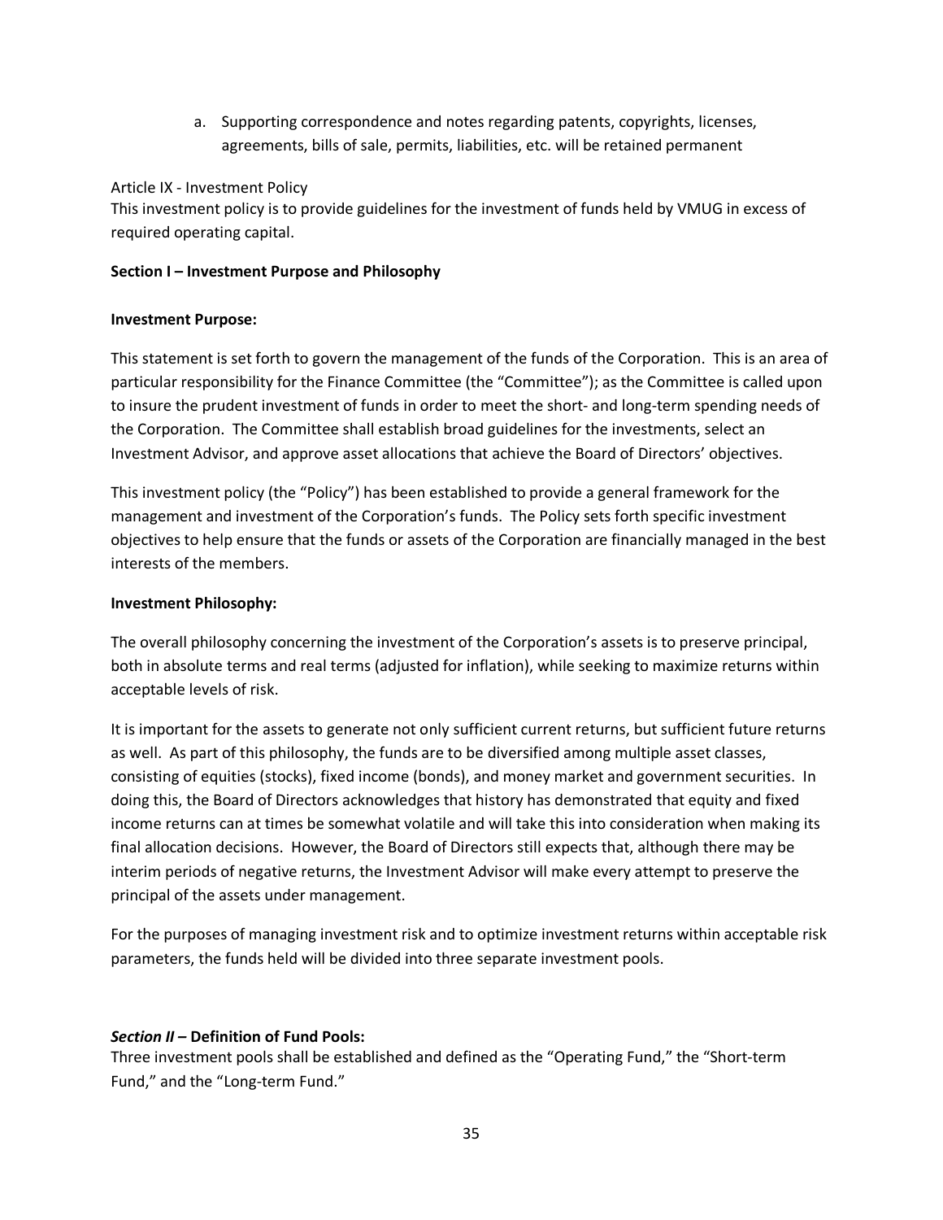a. Supporting correspondence and notes regarding patents, copyrights, licenses, agreements, bills of sale, permits, liabilities, etc. will be retained permanent

Article IX - Investment Policy

This investment policy is to provide guidelines for the investment of funds held by VMUG in excess of required operating capital.

**Section I – Investment Purpose and Philosophy**

**Investment Purpose:**

This statement is set forth to govern the management of the funds of the Corporation. This is an area of particular responsibility for the Finance Committee (the "Committee"); as the Committee is called upon to insure the prudent investment of funds in order to meet the short- and long-term spending needs of the Corporation. The Committee shall establish broad guidelines for the investments, select an Investment Advisor, and approve asset allocations that achieve the Board of Directors' objectives.

This investment policy (the "Policy") has been established to provide a general framework for the management and investment of the Corporation's funds. The Policy sets forth specific investment objectives to help ensure that the funds or assets of the Corporation are financially managed in the best interests of the members.

**Investment Philosophy:**

The overall philosophy concerning the investment of the Corporation's assets is to preserve principal, both in absolute terms and real terms (adjusted for inflation), while seeking to maximize returns within acceptable levels of risk.

It is important for the assets to generate not only sufficient current returns, but sufficient future returns as well. As part of this philosophy, the funds are to be diversified among multiple asset classes, consisting of equities (stocks), fixed income (bonds), and money market and government securities. In doing this, the Board of Directors acknowledges that history has demonstrated that equity and fixed income returns can at times be somewhat volatile and will take this into consideration when making its final allocation decisions. However, the Board of Directors still expects that, although there may be interim periods of negative returns, the Investment Advisor will make every attempt to preserve the principal of the assets under management.

For the purposes of managing investment risk and to optimize investment returns within acceptable risk parameters, the funds held will be divided into three separate investment pools.

***Section II* – Definition of Fund Pools:**

Three investment pools shall be established and defined as the "Operating Fund," the "Short-term Fund," and the "Long-term Fund."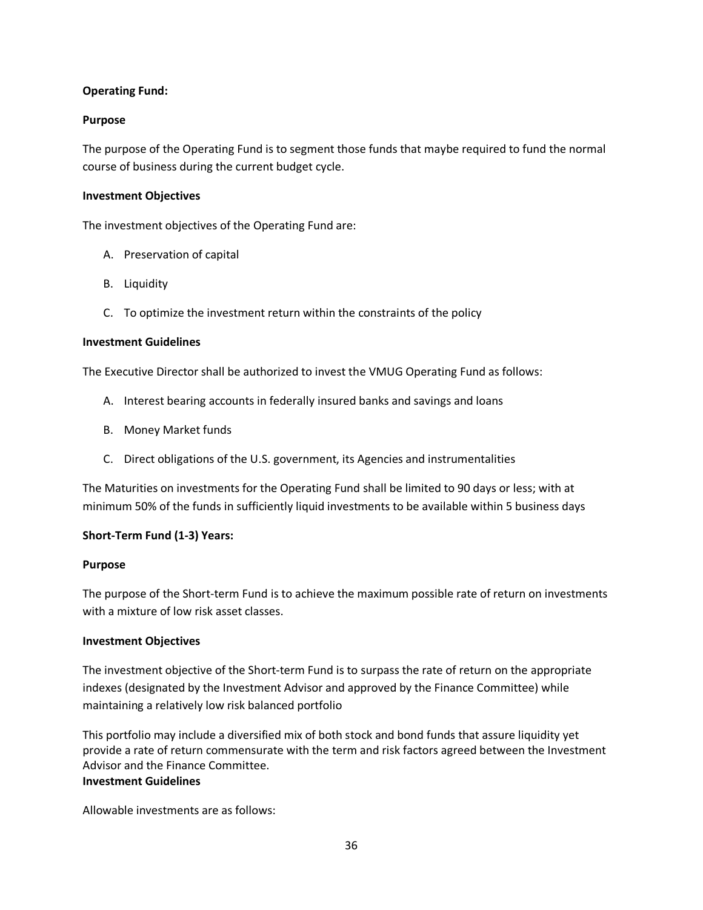**Operating Fund:**

**Purpose**

The purpose of the Operating Fund is to segment those funds that maybe required to fund the normal course of business during the current budget cycle.

**Investment Objectives**

The investment objectives of the Operating Fund are:

A. Preservation of capital

B. Liquidity

C. To optimize the investment return within the constraints of the policy

**Investment Guidelines**

The Executive Director shall be authorized to invest the VMUG Operating Fund as follows:

A. Interest bearing accounts in federally insured banks and savings and loans

B. Money Market funds

C. Direct obligations of the U.S. government, its Agencies and instrumentalities

The Maturities on investments for the Operating Fund shall be limited to 90 days or less; with at minimum 50% of the funds in sufficiently liquid investments to be available within 5 business days

**Short-Term Fund (1-3) Years:**

**Purpose**

The purpose of the Short-term Fund is to achieve the maximum possible rate of return on investments with a mixture of low risk asset classes.

**Investment Objectives**

The investment objective of the Short-term Fund is to surpass the rate of return on the appropriate indexes (designated by the Investment Advisor and approved by the Finance Committee) while maintaining a relatively low risk balanced portfolio

This portfolio may include a diversified mix of both stock and bond funds that assure liquidity yet provide a rate of return commensurate with the term and risk factors agreed between the Investment Advisor and the Finance Committee.

**Investment Guidelines**

Allowable investments are as follows: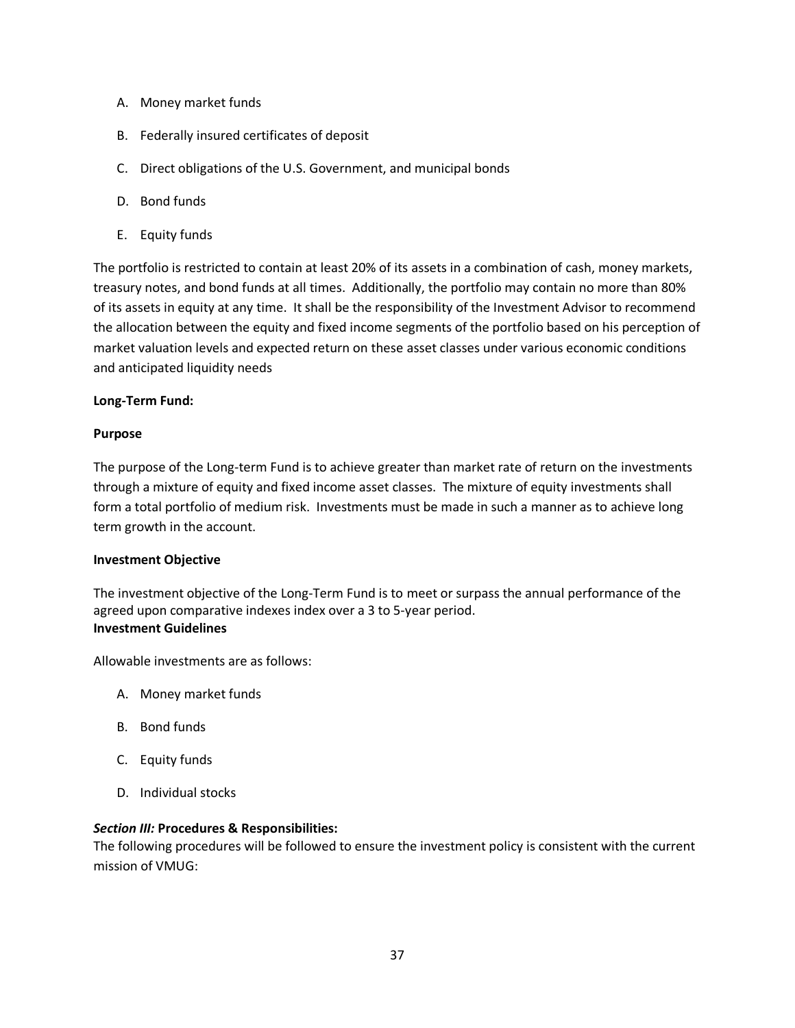A. Money market funds

B. Federally insured certificates of deposit

C. Direct obligations of the U.S. Government, and municipal bonds

D. Bond funds

E. Equity funds

The portfolio is restricted to contain at least 20% of its assets in a combination of cash, money markets, treasury notes, and bond funds at all times. Additionally, the portfolio may contain no more than 80% of its assets in equity at any time. It shall be the responsibility of the Investment Advisor to recommend the allocation between the equity and fixed income segments of the portfolio based on his perception of market valuation levels and expected return on these asset classes under various economic conditions and anticipated liquidity needs

**Long-Term Fund:**

**Purpose**

The purpose of the Long-term Fund is to achieve greater than market rate of return on the investments through a mixture of equity and fixed income asset classes. The mixture of equity investments shall form a total portfolio of medium risk. Investments must be made in such a manner as to achieve long term growth in the account.

**Investment Objective**

The investment objective of the Long-Term Fund is to meet or surpass the annual performance of the agreed upon comparative indexes index over a 3 to 5-year period.

**Investment Guidelines**

Allowable investments are as follows:

A. Money market funds

B. Bond funds

C. Equity funds

D. Individual stocks

***Section III:* Procedures & Responsibilities:**

The following procedures will be followed to ensure the investment policy is consistent with the current mission of VMUG: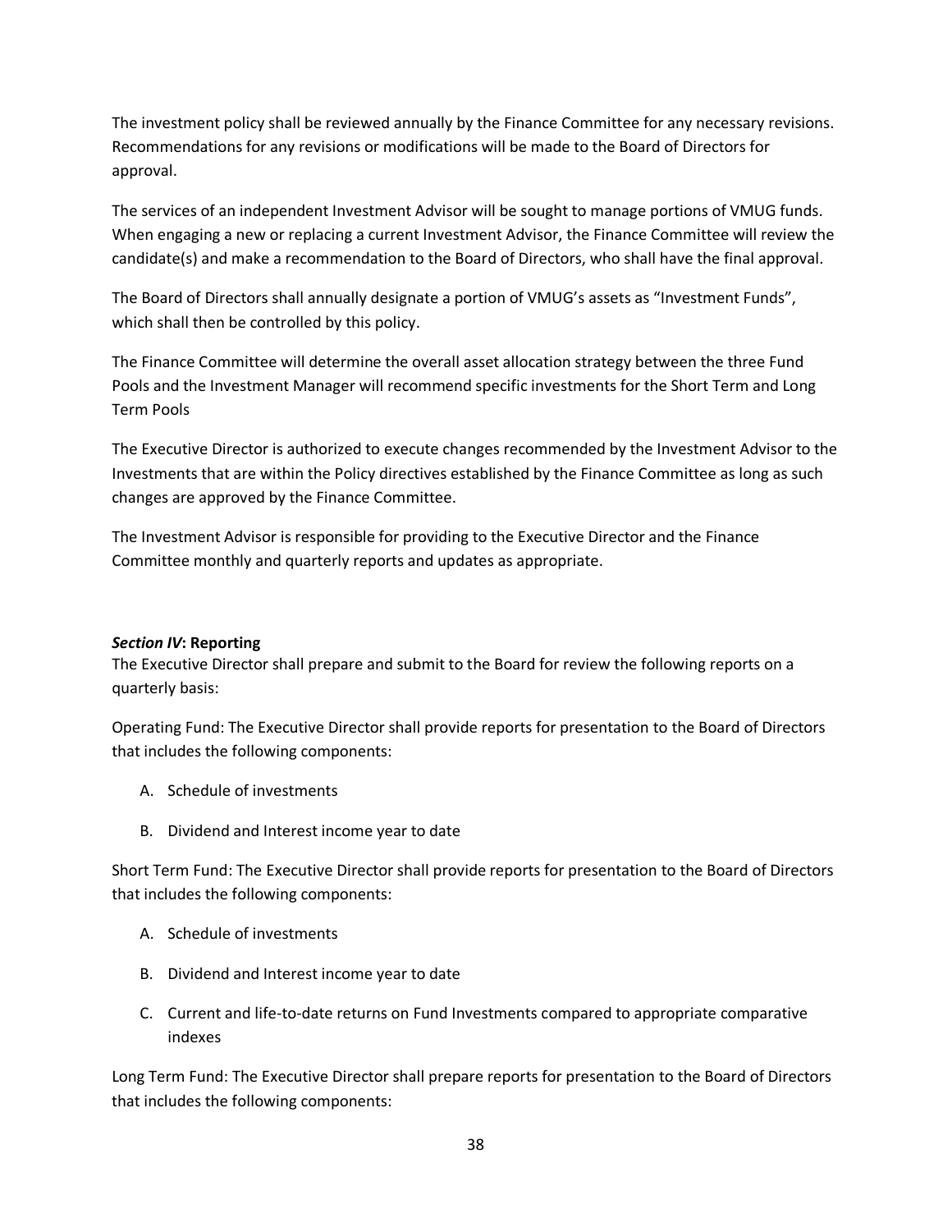The investment policy shall be reviewed annually by the Finance Committee for any necessary revisions. Recommendations for any revisions or modifications will be made to the Board of Directors for approval.

The services of an independent Investment Advisor will be sought to manage portions of VMUG funds. When engaging a new or replacing a current Investment Advisor, the Finance Committee will review the candidate(s) and make a recommendation to the Board of Directors, who shall have the final approval.

The Board of Directors shall annually designate a portion of VMUG's assets as "Investment Funds", which shall then be controlled by this policy.

The Finance Committee will determine the overall asset allocation strategy between the three Fund Pools and the Investment Manager will recommend specific investments for the Short Term and Long Term Pools

The Executive Director is authorized to execute changes recommended by the Investment Advisor to the Investments that are within the Policy directives established by the Finance Committee as long as such changes are approved by the Finance Committee.

The Investment Advisor is responsible for providing to the Executive Director and the Finance Committee monthly and quarterly reports and updates as appropriate.

***Section IV*: Reporting**

The Executive Director shall prepare and submit to the Board for review the following reports on a quarterly basis:

Operating Fund: The Executive Director shall provide reports for presentation to the Board of Directors that includes the following components:

A. Schedule of investments
B. Dividend and Interest income year to date

Short Term Fund: The Executive Director shall provide reports for presentation to the Board of Directors that includes the following components:

A. Schedule of investments
B. Dividend and Interest income year to date
C. Current and life-to-date returns on Fund Investments compared to appropriate comparative indexes

Long Term Fund: The Executive Director shall prepare reports for presentation to the Board of Directors that includes the following components: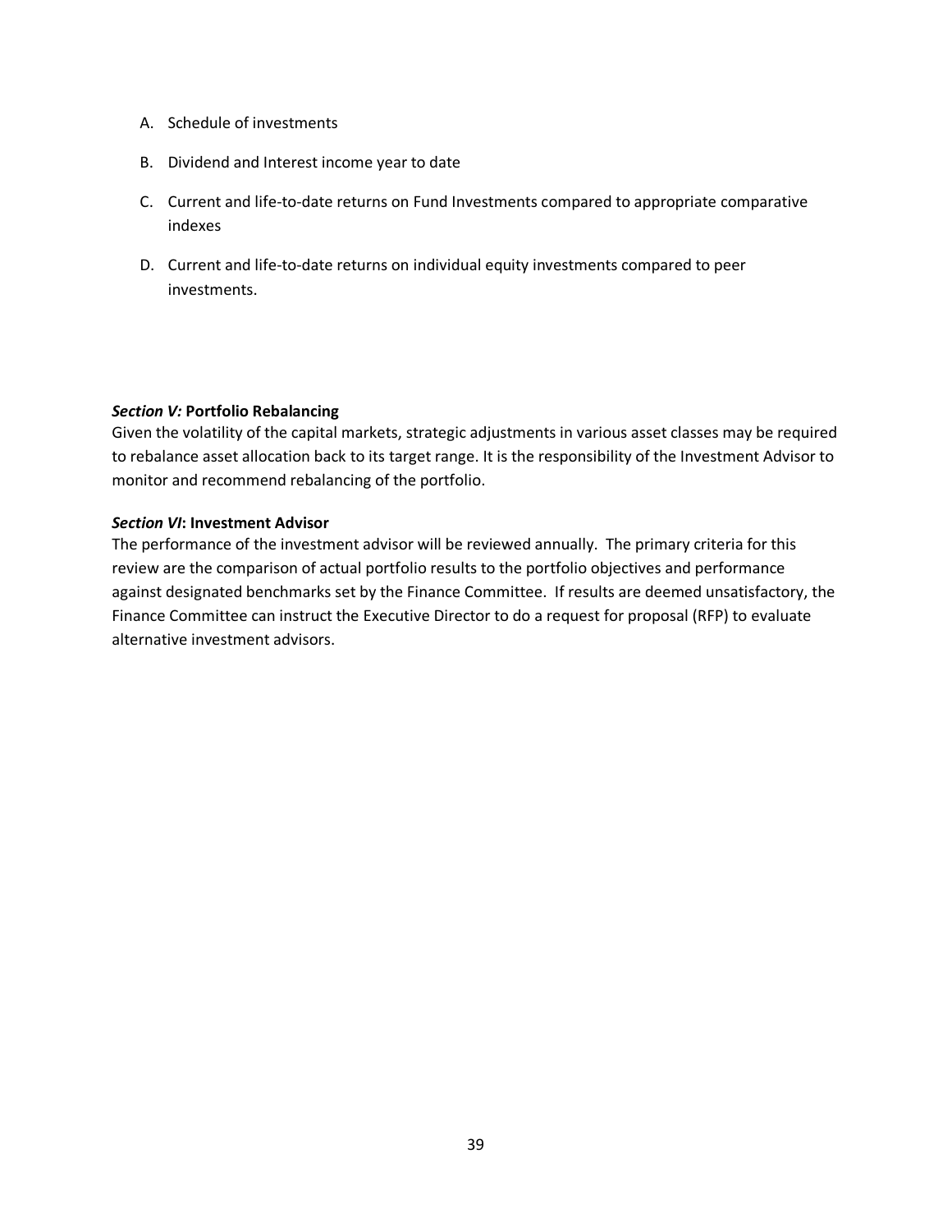A. Schedule of investments

B. Dividend and Interest income year to date

C. Current and life-to-date returns on Fund Investments compared to appropriate comparative indexes

D. Current and life-to-date returns on individual equity investments compared to peer investments.

***Section V:* Portfolio Rebalancing**

Given the volatility of the capital markets, strategic adjustments in various asset classes may be required to rebalance asset allocation back to its target range. It is the responsibility of the Investment Advisor to monitor and recommend rebalancing of the portfolio.

***Section VI*: Investment Advisor**

The performance of the investment advisor will be reviewed annually. The primary criteria for this review are the comparison of actual portfolio results to the portfolio objectives and performance against designated benchmarks set by the Finance Committee. If results are deemed unsatisfactory, the Finance Committee can instruct the Executive Director to do a request for proposal (RFP) to evaluate alternative investment advisors.